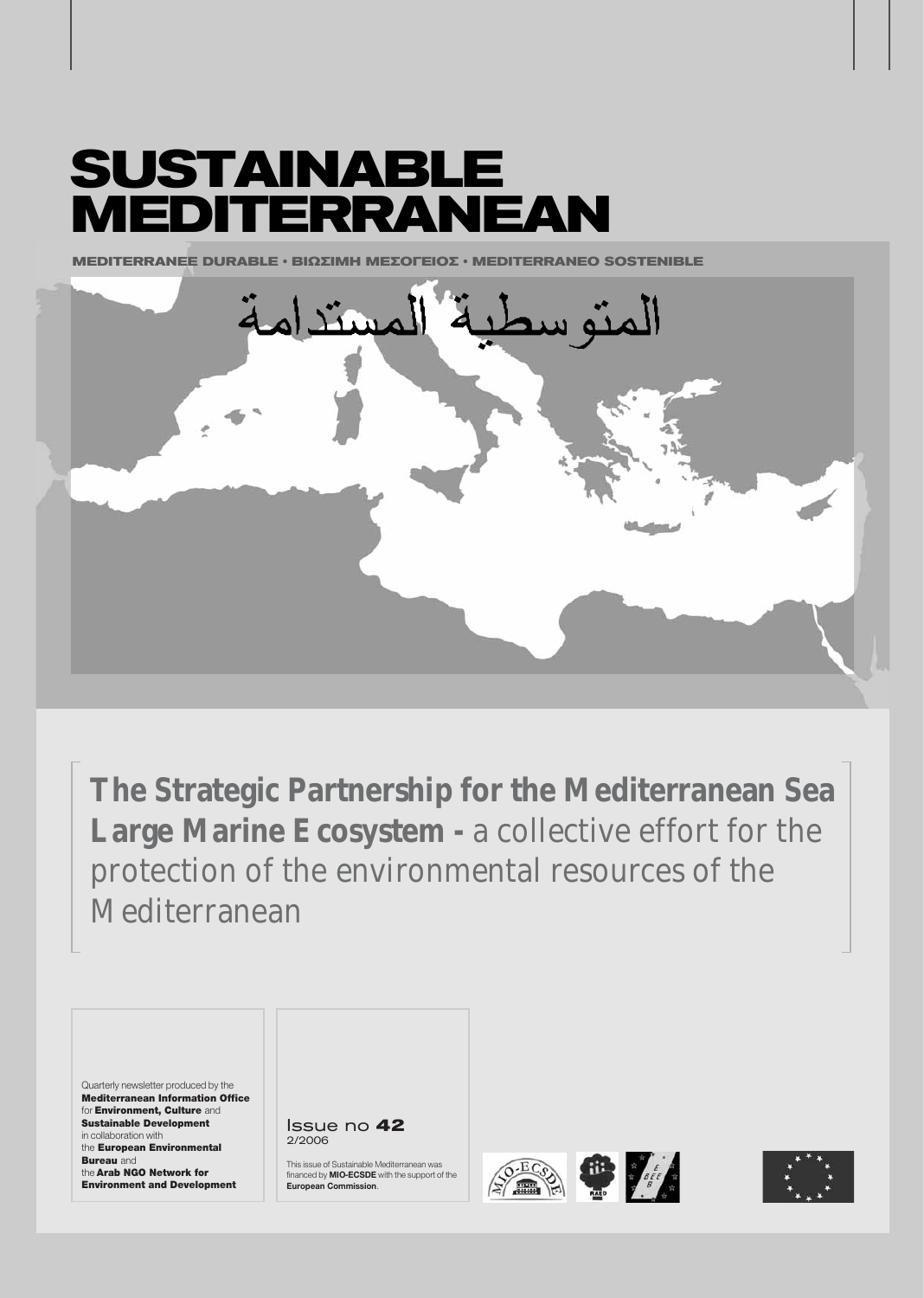# SUSTAINABLE MEDITERRANEAN

MEDITERRANEE DURABLE • ΒΙΩΣΙΜΗ ΜΕΣΟΓΕΙΟΣ • MEDITERRANEO SOSTENIBLE

المتوسطية المستدامة

**The Strategic Partnership for the Mediterranean Sea Large Marine Ecosystem -** a collective effort for the protection of the environmental resources of the Mediterranean

Quarterly newsletter produced by the **Mediterranean Information Office** for **Environment, Culture** and **Sustainable Development** in collaboration with the **European Environmental Bureau** and the **Arab NGO Network for Environment and Development**

Issue no **42**
2/2006

This issue of Sustainable Mediterranean was financed by **MIO-ECSDE** with the support of the **European Commission**.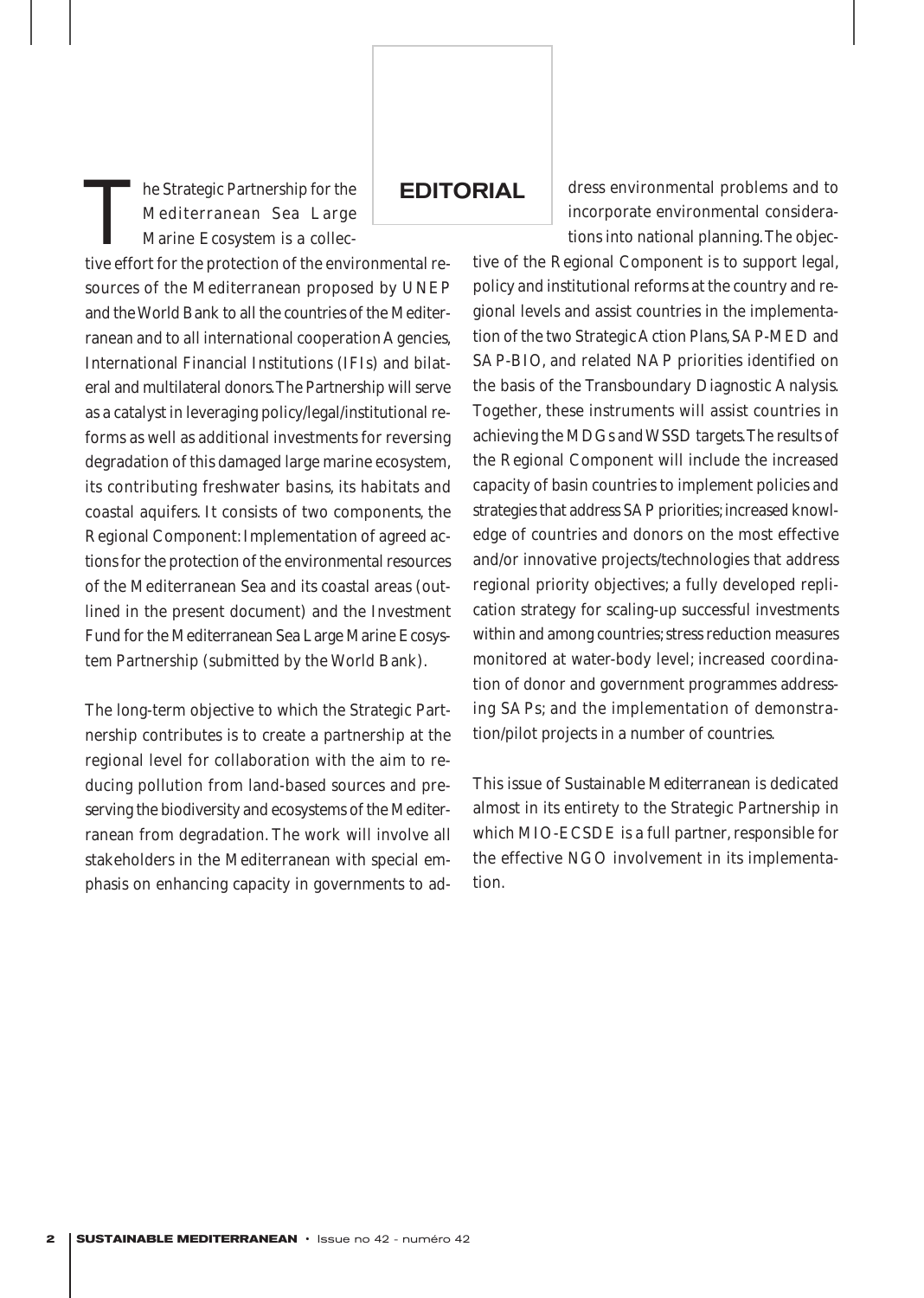# EDITORIAL

The Strategic Partnership for the Mediterranean Sea Large Marine Ecosystem is a collective effort for the protection of the environmental resources of the Mediterranean proposed by UNEP and the World Bank to all the countries of the Mediterranean and to all international cooperation Agencies, International Financial Institutions (IFIs) and bilateral and multilateral donors. The Partnership will serve as a catalyst in leveraging policy/legal/institutional reforms as well as additional investments for reversing degradation of this damaged large marine ecosystem, its contributing freshwater basins, its habitats and coastal aquifers. It consists of two components, the Regional Component: Implementation of agreed actions for the protection of the environmental resources of the Mediterranean Sea and its coastal areas (outlined in the present document) and the Investment Fund for the Mediterranean Sea Large Marine Ecosystem Partnership (submitted by the World Bank).

The long-term objective to which the Strategic Partnership contributes is to create a partnership at the regional level for collaboration with the aim to reducing pollution from land-based sources and preserving the biodiversity and ecosystems of the Mediterranean from degradation. The work will involve all stakeholders in the Mediterranean with special emphasis on enhancing capacity in governments to address environmental problems and to incorporate environmental considerations into national planning. The objective of the Regional Component is to support legal, policy and institutional reforms at the country and regional levels and assist countries in the implementation of the two Strategic Action Plans, SAP-MED and SAP-BIO, and related NAP priorities identified on the basis of the Transboundary Diagnostic Analysis. Together, these instruments will assist countries in achieving the MDGs and WSSD targets. The results of the Regional Component will include the increased capacity of basin countries to implement policies and strategies that address SAP priorities; increased knowledge of countries and donors on the most effective and/or innovative projects/technologies that address regional priority objectives; a fully developed replication strategy for scaling-up successful investments within and among countries; stress reduction measures monitored at water-body level; increased coordination of donor and government programmes addressing SAPs; and the implementation of demonstration/pilot projects in a number of countries.

This issue of Sustainable Mediterranean is dedicated almost in its entirety to the Strategic Partnership in which MIO-ECSDE is a full partner, responsible for the effective NGO involvement in its implementation.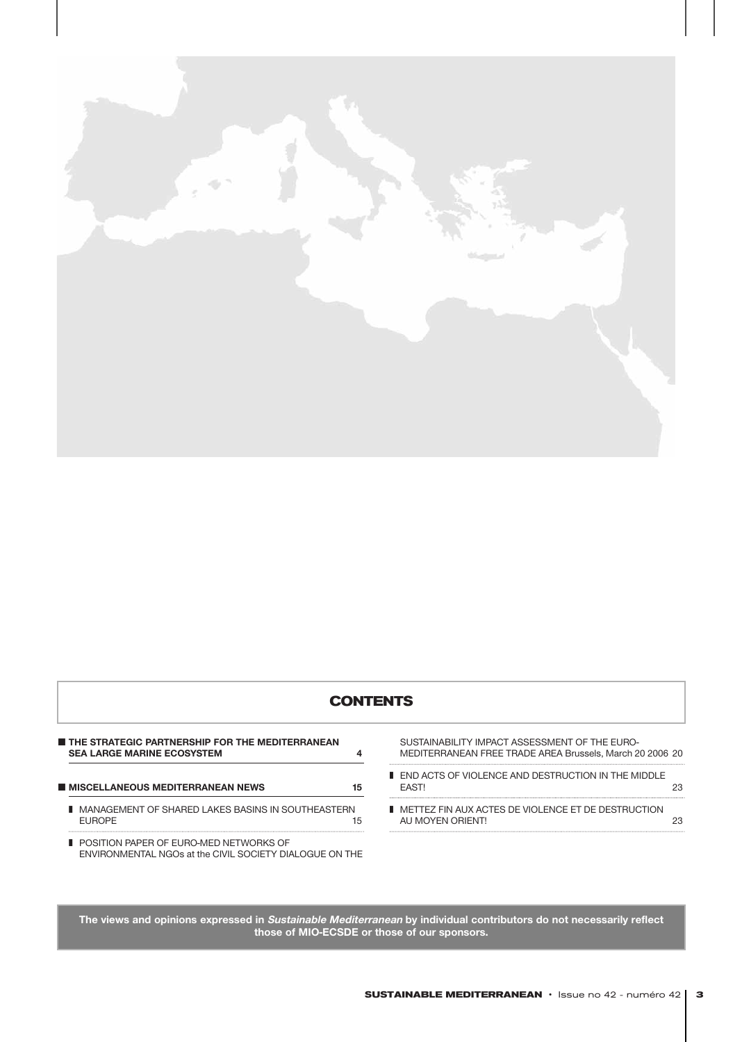## CONTENTS

- **THE STRATEGIC PARTNERSHIP FOR THE MEDITERRANEAN SEA LARGE MARINE ECOSYSTEM** 4
- **MISCELLANEOUS MEDITERRANEAN NEWS** 15
  - MANAGEMENT OF SHARED LAKES BASINS IN SOUTHEASTERN EUROPE 15
  - POSITION PAPER OF EURO-MED NETWORKS OF ENVIRONMENTAL NGOs at the CIVIL SOCIETY DIALOGUE ON THE SUSTAINABILITY IMPACT ASSESSMENT OF THE EURO-MEDITERRANEAN FREE TRADE AREA Brussels, March 20 2006 20
  - END ACTS OF VIOLENCE AND DESTRUCTION IN THE MIDDLE EAST! 23
  - METTEZ FIN AUX ACTES DE VIOLENCE ET DE DESTRUCTION AU MOYEN ORIENT! 23

**The views and opinions expressed in *Sustainable Mediterranean* by individual contributors do not necessarily reflect those of MIO-ECSDE or those of our sponsors.**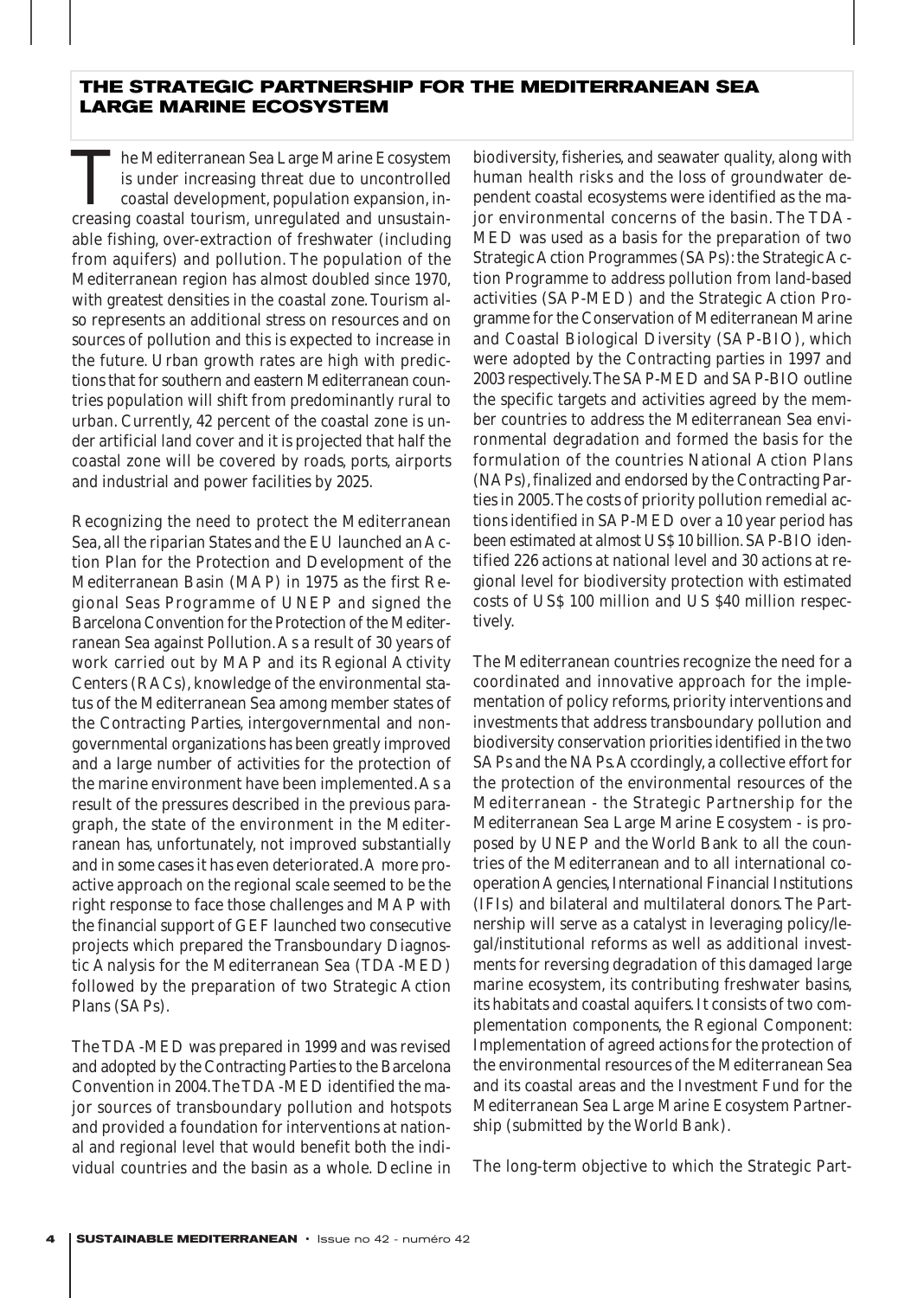## THE STRATEGIC PARTNERSHIP FOR THE MEDITERRANEAN SEA LARGE MARINE ECOSYSTEM

The Mediterranean Sea Large Marine Ecosystem is under increasing threat due to uncontrolled coastal development, population expansion, increasing coastal tourism, unregulated and unsustainable fishing, over-extraction of freshwater (including from aquifers) and pollution. The population of the Mediterranean region has almost doubled since 1970, with greatest densities in the coastal zone. Tourism also represents an additional stress on resources and on sources of pollution and this is expected to increase in the future. Urban growth rates are high with predictions that for southern and eastern Mediterranean countries population will shift from predominantly rural to urban. Currently, 42 percent of the coastal zone is under artificial land cover and it is projected that half the coastal zone will be covered by roads, ports, airports and industrial and power facilities by 2025.

Recognizing the need to protect the Mediterranean Sea, all the riparian States and the EU launched an Action Plan for the Protection and Development of the Mediterranean Basin (MAP) in 1975 as the first Regional Seas Programme of UNEP and signed the Barcelona Convention for the Protection of the Mediterranean Sea against Pollution. As a result of 30 years of work carried out by MAP and its Regional Activity Centers (RACs), knowledge of the environmental status of the Mediterranean Sea among member states of the Contracting Parties, intergovernmental and non-governmental organizations has been greatly improved and a large number of activities for the protection of the marine environment have been implemented. As a result of the pressures described in the previous paragraph, the state of the environment in the Mediterranean has, unfortunately, not improved substantially and in some cases it has even deteriorated. A more proactive approach on the regional scale seemed to be the right response to face those challenges and MAP with the financial support of GEF launched two consecutive projects which prepared the Transboundary Diagnostic Analysis for the Mediterranean Sea (TDA-MED) followed by the preparation of two Strategic Action Plans (SAPs).

The TDA-MED was prepared in 1999 and was revised and adopted by the Contracting Parties to the Barcelona Convention in 2004. The TDA-MED identified the major sources of transboundary pollution and hotspots and provided a foundation for interventions at national and regional level that would benefit both the individual countries and the basin as a whole. Decline in biodiversity, fisheries, and seawater quality, along with human health risks and the loss of groundwater dependent coastal ecosystems were identified as the major environmental concerns of the basin. The TDA-MED was used as a basis for the preparation of two Strategic Action Programmes (SAPs): the Strategic Action Programme to address pollution from land-based activities (SAP-MED) and the Strategic Action Programme for the Conservation of Mediterranean Marine and Coastal Biological Diversity (SAP-BIO), which were adopted by the Contracting parties in 1997 and 2003 respectively. The SAP-MED and SAP-BIO outline the specific targets and activities agreed by the member countries to address the Mediterranean Sea environmental degradation and formed the basis for the formulation of the countries National Action Plans (NAPs), finalized and endorsed by the Contracting Parties in 2005. The costs of priority pollution remedial actions identified in SAP-MED over a 10 year period has been estimated at almost US$ 10 billion. SAP-BIO identified 226 actions at national level and 30 actions at regional level for biodiversity protection with estimated costs of US$ 100 million and US $40 million respectively.

The Mediterranean countries recognize the need for a coordinated and innovative approach for the implementation of policy reforms, priority interventions and investments that address transboundary pollution and biodiversity conservation priorities identified in the two SAPs and the NAPs. Accordingly, a collective effort for the protection of the environmental resources of the Mediterranean - the Strategic Partnership for the Mediterranean Sea Large Marine Ecosystem - is proposed by UNEP and the World Bank to all the countries of the Mediterranean and to all international cooperation Agencies, International Financial Institutions (IFIs) and bilateral and multilateral donors. The Partnership will serve as a catalyst in leveraging policy/legal/institutional reforms as well as additional investments for reversing degradation of this damaged large marine ecosystem, its contributing freshwater basins, its habitats and coastal aquifers. It consists of two complementation components, the Regional Component: Implementation of agreed actions for the protection of the environmental resources of the Mediterranean Sea and its coastal areas and the Investment Fund for the Mediterranean Sea Large Marine Ecosystem Partnership (submitted by the World Bank).

The long-term objective to which the Strategic Part-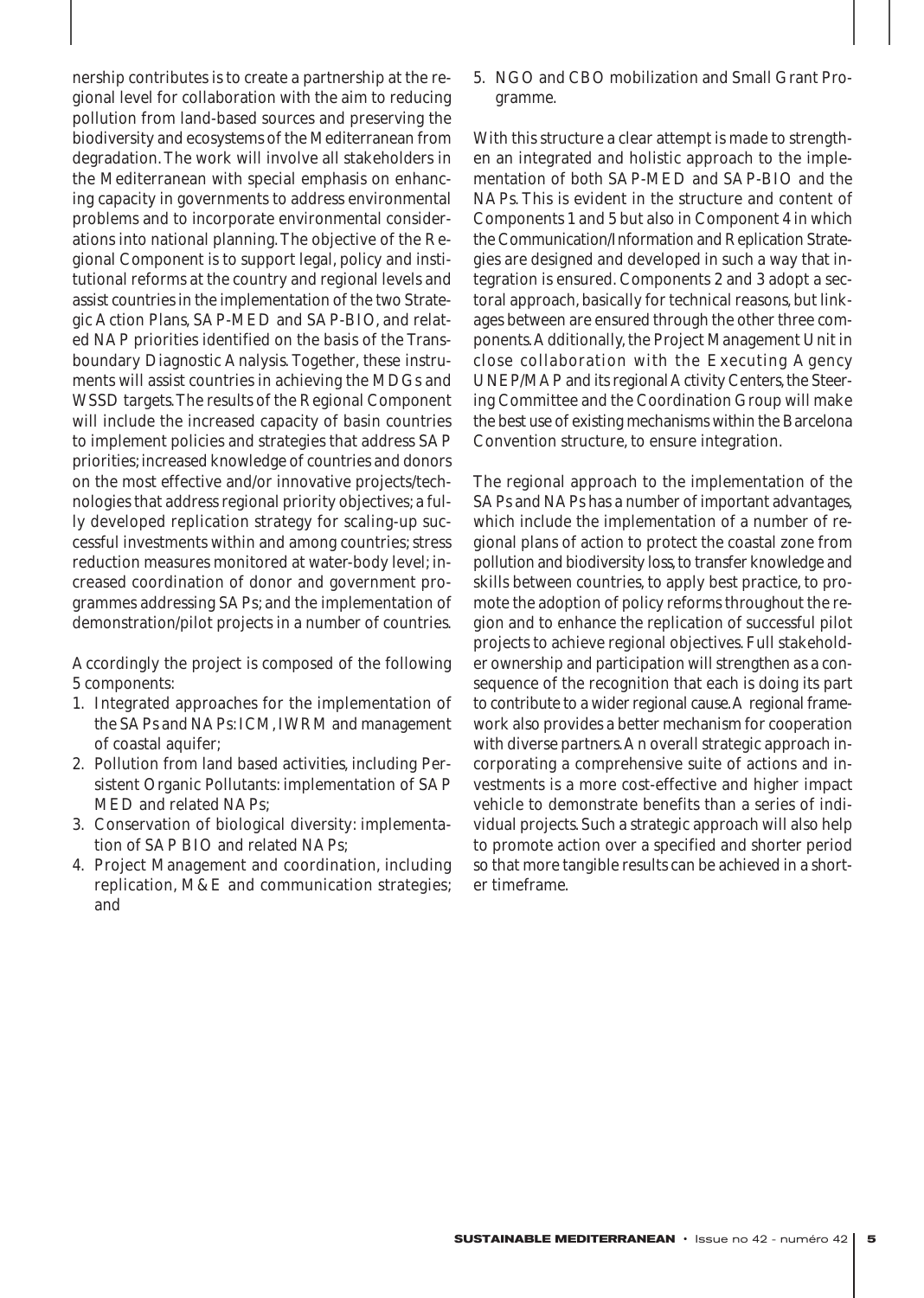nership contributes is to create a partnership at the regional level for collaboration with the aim to reducing pollution from land-based sources and preserving the biodiversity and ecosystems of the Mediterranean from degradation. The work will involve all stakeholders in the Mediterranean with special emphasis on enhancing capacity in governments to address environmental problems and to incorporate environmental considerations into national planning. The objective of the Regional Component is to support legal, policy and institutional reforms at the country and regional levels and assist countries in the implementation of the two Strategic Action Plans, SAP-MED and SAP-BIO, and related NAP priorities identified on the basis of the Transboundary Diagnostic Analysis. Together, these instruments will assist countries in achieving the MDGs and WSSD targets. The results of the Regional Component will include the increased capacity of basin countries to implement policies and strategies that address SAP priorities; increased knowledge of countries and donors on the most effective and/or innovative projects/technologies that address regional priority objectives; a fully developed replication strategy for scaling-up successful investments within and among countries; stress reduction measures monitored at water-body level; increased coordination of donor and government programmes addressing SAPs; and the implementation of demonstration/pilot projects in a number of countries.

Accordingly the project is composed of the following 5 components:

1. Integrated approaches for the implementation of the SAPs and NAPs: ICM, IWRM and management of coastal aquifer;
2. Pollution from land based activities, including Persistent Organic Pollutants: implementation of SAP MED and related NAPs;
3. Conservation of biological diversity: implementation of SAP BIO and related NAPs;
4. Project Management and coordination, including replication, M&E and communication strategies; and
5. NGO and CBO mobilization and Small Grant Programme.

With this structure a clear attempt is made to strengthen an integrated and holistic approach to the implementation of both SAP-MED and SAP-BIO and the NAPs. This is evident in the structure and content of Components 1 and 5 but also in Component 4 in which the Communication/Information and Replication Strategies are designed and developed in such a way that integration is ensured. Components 2 and 3 adopt a sectoral approach, basically for technical reasons, but linkages between are ensured through the other three components. Additionally, the Project Management Unit in close collaboration with the Executing Agency UNEP/MAP and its regional Activity Centers, the Steering Committee and the Coordination Group will make the best use of existing mechanisms within the Barcelona Convention structure, to ensure integration.

The regional approach to the implementation of the SAPs and NAPs has a number of important advantages, which include the implementation of a number of regional plans of action to protect the coastal zone from pollution and biodiversity loss, to transfer knowledge and skills between countries, to apply best practice, to promote the adoption of policy reforms throughout the region and to enhance the replication of successful pilot projects to achieve regional objectives. Full stakeholder ownership and participation will strengthen as a consequence of the recognition that each is doing its part to contribute to a wider regional cause. A regional framework also provides a better mechanism for cooperation with diverse partners. An overall strategic approach incorporating a comprehensive suite of actions and investments is a more cost-effective and higher impact vehicle to demonstrate benefits than a series of individual projects. Such a strategic approach will also help to promote action over a specified and shorter period so that more tangible results can be achieved in a shorter timeframe.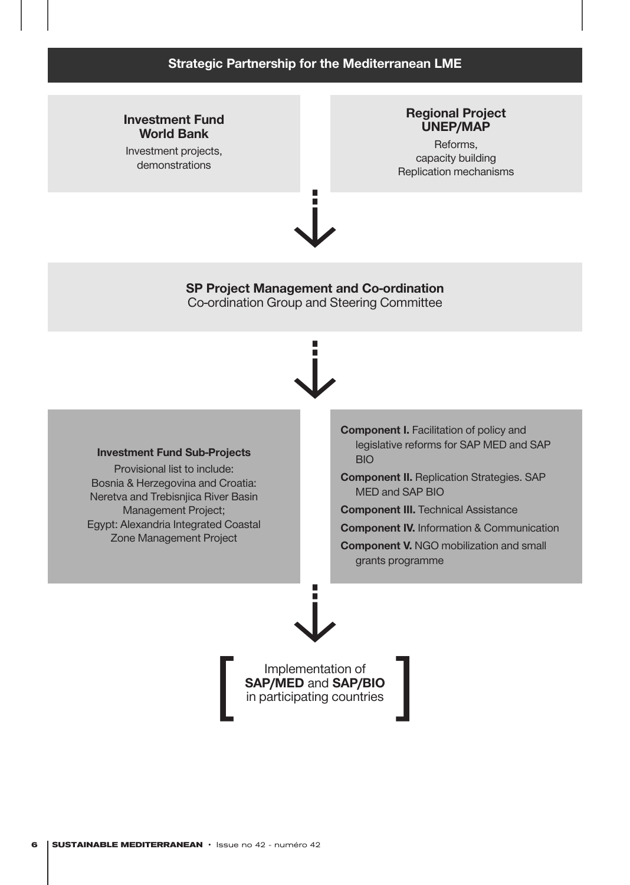## Strategic Partnership for the Mediterranean LME

**Investment Fund**
**World Bank**
Investment projects, demonstrations

**Regional Project**
**UNEP/MAP**
Reforms, capacity building
Replication mechanisms

↓

**SP Project Management and Co-ordination**
Co-ordination Group and Steering Committee

↓

**Investment Fund Sub-Projects**

Provisional list to include:
Bosnia & Herzegovina and Croatia: Neretva and Trebisnjica River Basin Management Project;
Egypt: Alexandria Integrated Coastal Zone Management Project

- **Component I.** Facilitation of policy and legislative reforms for SAP MED and SAP BIO
- **Component II.** Replication Strategies. SAP MED and SAP BIO
- **Component III.** Technical Assistance
- **Component IV.** Information & Communication
- **Component V.** NGO mobilization and small grants programme

↓

[ Implementation of **SAP/MED** and **SAP/BIO** in participating countries ]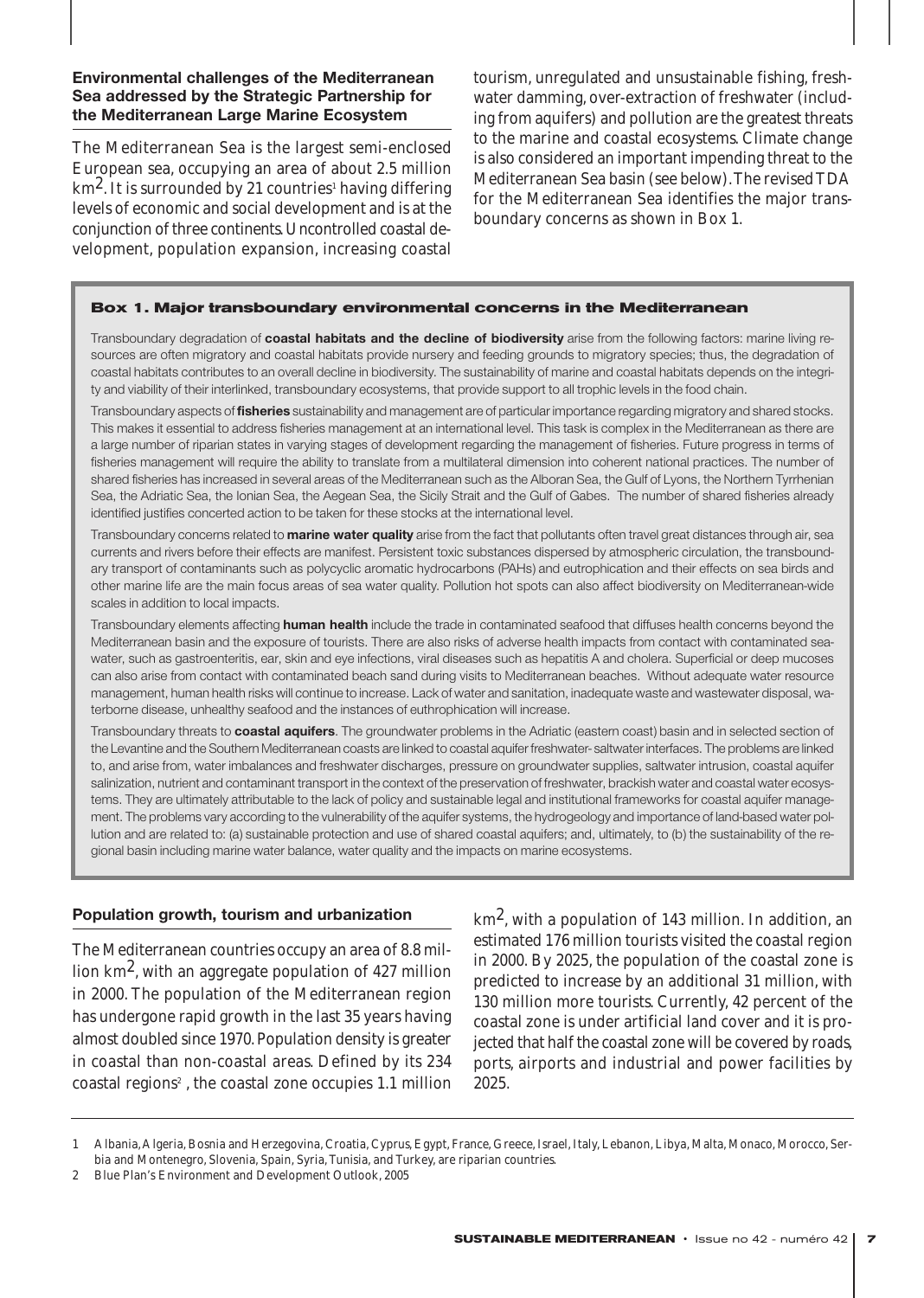### Environmental challenges of the Mediterranean Sea addressed by the Strategic Partnership for the Mediterranean Large Marine Ecosystem

The Mediterranean Sea is the largest semi-enclosed European sea, occupying an area of about 2.5 million km$^2$. It is surrounded by 21 countries[1] having differing levels of economic and social development and is at the conjunction of three continents. Uncontrolled coastal development, population expansion, increasing coastal tourism, unregulated and unsustainable fishing, freshwater damming, over-extraction of freshwater (including from aquifers) and pollution are the greatest threats to the marine and coastal ecosystems. Climate change is also considered an important impending threat to the Mediterranean Sea basin (see below). The revised TDA for the Mediterranean Sea identifies the major transboundary concerns as shown in Box 1.

#### Box 1. Major transboundary environmental concerns in the Mediterranean

Transboundary degradation of **coastal habitats and the decline of biodiversity** arise from the following factors: marine living resources are often migratory and coastal habitats provide nursery and feeding grounds to migratory species; thus, the degradation of coastal habitats contributes to an overall decline in biodiversity. The sustainability of marine and coastal habitats depends on the integrity and viability of their interlinked, transboundary ecosystems, that provide support to all trophic levels in the food chain.

Transboundary aspects of **fisheries** sustainability and management are of particular importance regarding migratory and shared stocks. This makes it essential to address fisheries management at an international level. This task is complex in the Mediterranean as there are a large number of riparian states in varying stages of development regarding the management of fisheries. Future progress in terms of fisheries management will require the ability to translate from a multilateral dimension into coherent national practices. The number of shared fisheries has increased in several areas of the Mediterranean such as the Alboran Sea, the Gulf of Lyons, the Northern Tyrrhenian Sea, the Adriatic Sea, the Ionian Sea, the Aegean Sea, the Sicily Strait and the Gulf of Gabes. The number of shared fisheries already identified justifies concerted action to be taken for these stocks at the international level.

Transboundary concerns related to **marine water quality** arise from the fact that pollutants often travel great distances through air, sea currents and rivers before their effects are manifest. Persistent toxic substances dispersed by atmospheric circulation, the transboundary transport of contaminants such as polycyclic aromatic hydrocarbons (PAHs) and eutrophication and their effects on sea birds and other marine life are the main focus areas of sea water quality. Pollution hot spots can also affect biodiversity on Mediterranean-wide scales in addition to local impacts.

Transboundary elements affecting **human health** include the trade in contaminated seafood that diffuses health concerns beyond the Mediterranean basin and the exposure of tourists. There are also risks of adverse health impacts from contact with contaminated seawater, such as gastroenteritis, ear, skin and eye infections, viral diseases such as hepatitis A and cholera. Superficial or deep mucoses can also arise from contact with contaminated beach sand during visits to Mediterranean beaches. Without adequate water resource management, human health risks will continue to increase. Lack of water and sanitation, inadequate waste and wastewater disposal, waterborne disease, unhealthy seafood and the instances of euthrophication will increase.

Transboundary threats to **coastal aquifers**. The groundwater problems in the Adriatic (eastern coast) basin and in selected section of the Levantine and the Southern Mediterranean coasts are linked to coastal aquifer freshwater- saltwater interfaces. The problems are linked to, and arise from, water imbalances and freshwater discharges, pressure on groundwater supplies, saltwater intrusion, coastal aquifer salinization, nutrient and contaminant transport in the context of the preservation of freshwater, brackish water and coastal water ecosystems. They are ultimately attributable to the lack of policy and sustainable legal and institutional frameworks for coastal aquifer management. The problems vary according to the vulnerability of the aquifer systems, the hydrogeology and importance of land-based water pollution and are related to: (a) sustainable protection and use of shared coastal aquifers; and, ultimately, to (b) the sustainability of the regional basin including marine water balance, water quality and the impacts on marine ecosystems.

### Population growth, tourism and urbanization

The Mediterranean countries occupy an area of 8.8 million km$^2$, with an aggregate population of 427 million in 2000. The population of the Mediterranean region has undergone rapid growth in the last 35 years having almost doubled since 1970. Population density is greater in coastal than non-coastal areas. Defined by its 234 coastal regions[2], the coastal zone occupies 1.1 million km$^2$, with a population of 143 million. In addition, an estimated 176 million tourists visited the coastal region in 2000. By 2025, the population of the coastal zone is predicted to increase by an additional 31 million, with 130 million more tourists. Currently, 42 percent of the coastal zone is under artificial land cover and it is projected that half the coastal zone will be covered by roads, ports, airports and industrial and power facilities by 2025.

---

1 Albania, Algeria, Bosnia and Herzegovina, Croatia, Cyprus, Egypt, France, Greece, Israel, Italy, Lebanon, Libya, Malta, Monaco, Morocco, Serbia and Montenegro, Slovenia, Spain, Syria, Tunisia, and Turkey, are riparian countries.

2 Blue Plan's Environment and Development Outlook, 2005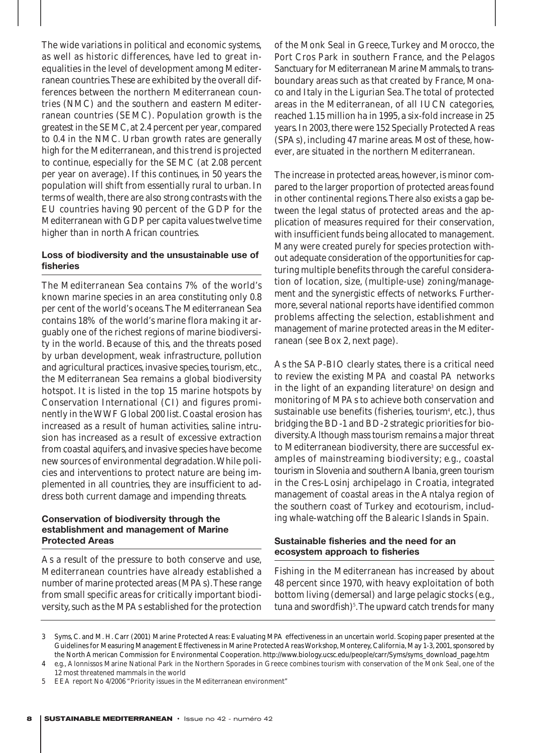The wide variations in political and economic systems, as well as historic differences, have led to great inequalities in the level of development among Mediterranean countries. These are exhibited by the overall differences between the northern Mediterranean countries (NMC) and the southern and eastern Mediterranean countries (SEMC). Population growth is the greatest in the SEMC, at 2.4 percent per year, compared to 0.4 in the NMC. Urban growth rates are generally high for the Mediterranean, and this trend is projected to continue, especially for the SEMC (at 2.08 percent per year on average). If this continues, in 50 years the population will shift from essentially rural to urban. In terms of wealth, there are also strong contrasts with the EU countries having 90 percent of the GDP for the Mediterranean with GDP per capita values twelve time higher than in north African countries.

### Loss of biodiversity and the unsustainable use of fisheries

The Mediterranean Sea contains 7% of the world's known marine species in an area constituting only 0.8 per cent of the world's oceans. The Mediterranean Sea contains 18% of the world's marine flora making it arguably one of the richest regions of marine biodiversity in the world. Because of this, and the threats posed by urban development, weak infrastructure, pollution and agricultural practices, invasive species, tourism, etc., the Mediterranean Sea remains a global biodiversity hotspot. It is listed in the top 15 marine hotspots by Conservation International (CI) and figures prominently in the WWF Global 200 list. Coastal erosion has increased as a result of human activities, saline intrusion has increased as a result of excessive extraction from coastal aquifers, and invasive species have become new sources of environmental degradation. While policies and interventions to protect nature are being implemented in all countries, they are insufficient to address both current damage and impending threats.

### Conservation of biodiversity through the establishment and management of Marine Protected Areas

As a result of the pressure to both conserve and use, Mediterranean countries have already established a number of marine protected areas (MPAs). These range from small specific areas for critically important biodiversity, such as the MPAs established for the protection of the Monk Seal in Greece, Turkey and Morocco, the Port Cros Park in southern France, and the Pelagos Sanctuary for Mediterranean Marine Mammals, to transboundary areas such as that created by France, Monaco and Italy in the Ligurian Sea. The total of protected areas in the Mediterranean, of all IUCN categories, reached 1.15 million ha in 1995, a six-fold increase in 25 years. In 2003, there were 152 Specially Protected Areas (SPAs), including 47 marine areas. Most of these, however, are situated in the northern Mediterranean.

The increase in protected areas, however, is minor compared to the larger proportion of protected areas found in other continental regions. There also exists a gap between the legal status of protected areas and the application of measures required for their conservation, with insufficient funds being allocated to management. Many were created purely for species protection without adequate consideration of the opportunities for capturing multiple benefits through the careful consideration of location, size, (multiple-use) zoning/management and the synergistic effects of networks. Furthermore, several national reports have identified common problems affecting the selection, establishment and management of marine protected areas in the Mediterranean (see Box 2, next page).

As the SAP-BIO clearly states, there is a critical need to review the existing MPA and coastal PA networks in the light of an expanding literature[3] on design and monitoring of MPAs to achieve both conservation and sustainable use benefits (fisheries, tourism[4], etc.), thus bridging the BD-1 and BD-2 strategic priorities for biodiversity. Although mass tourism remains a major threat to Mediterranean biodiversity, there are successful examples of mainstreaming biodiversity; e.g., coastal tourism in Slovenia and southern Albania, green tourism in the Cres-Losinj archipelago in Croatia, integrated management of coastal areas in the Antalya region of the southern coast of Turkey and ecotourism, including whale-watching off the Balearic Islands in Spain.

### Sustainable fisheries and the need for an ecosystem approach to fisheries

Fishing in the Mediterranean has increased by about 48 percent since 1970, with heavy exploitation of both bottom living (demersal) and large pelagic stocks (e.g., tuna and swordfish)[5]. The upward catch trends for many

---

3 Syms, C. and M. H. Carr (2001) Marine Protected Areas: Evaluating MPA effectiveness in an uncertain world. Scoping paper presented at the Guidelines for Measuring Management Effectiveness in Marine Protected Areas Workshop, Monterey, California, May 1-3, 2001, sponsored by the North American Commission for Environmental Cooperation. http://www.biology.ucsc.edu/people/carr/Syms/syms_download_page.htm

4 e.g., Alonissos Marine National Park in the Northern Sporades in Greece combines tourism with conservation of the Monk Seal, one of the 12 most threatened mammals in the world

5 EEA report No 4/2006 "Priority issues in the Mediterranean environment"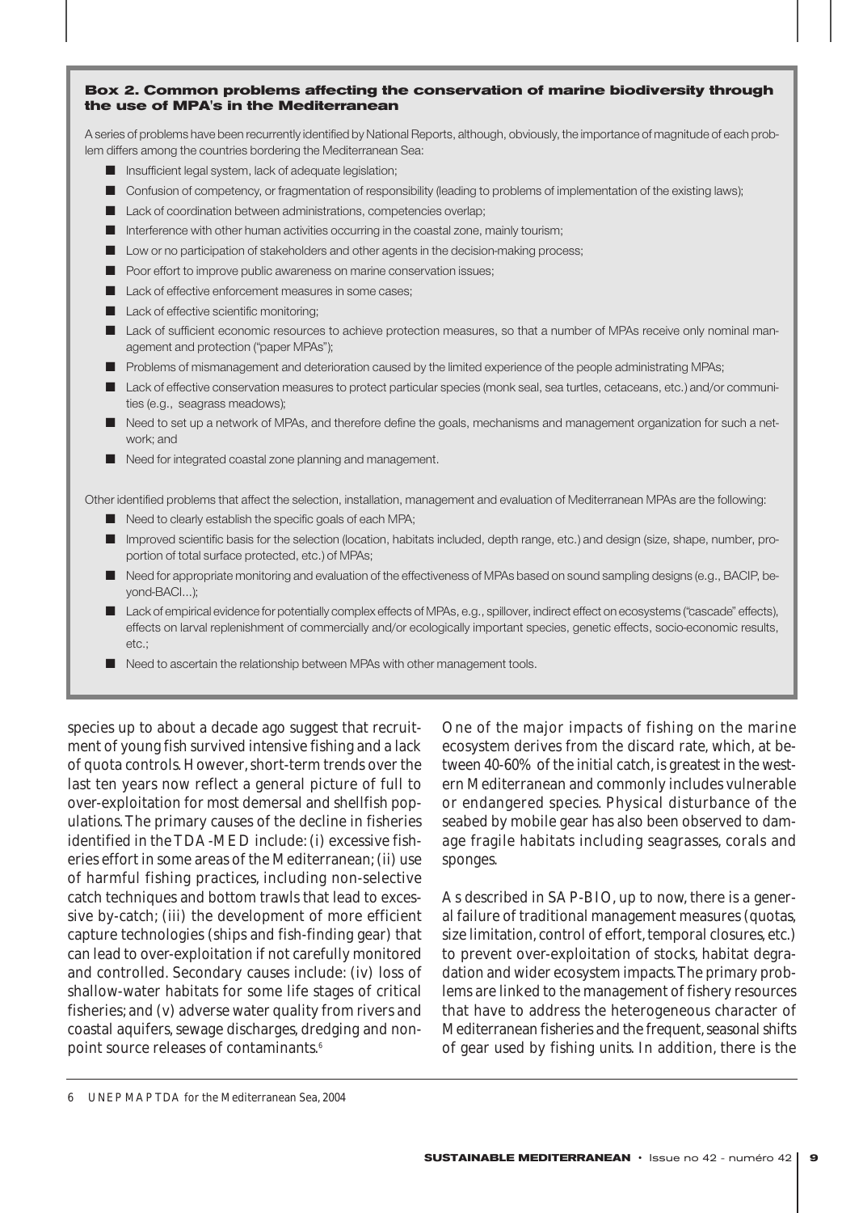### Box 2. Common problems affecting the conservation of marine biodiversity through the use of MPA's in the Mediterranean

A series of problems have been recurrently identified by National Reports, although, obviously, the importance of magnitude of each problem differs among the countries bordering the Mediterranean Sea:

- Insufficient legal system, lack of adequate legislation;
- Confusion of competency, or fragmentation of responsibility (leading to problems of implementation of the existing laws);
- Lack of coordination between administrations, competencies overlap;
- Interference with other human activities occurring in the coastal zone, mainly tourism;
- Low or no participation of stakeholders and other agents in the decision-making process;
- Poor effort to improve public awareness on marine conservation issues;
- Lack of effective enforcement measures in some cases;
- Lack of effective scientific monitoring;
- Lack of sufficient economic resources to achieve protection measures, so that a number of MPAs receive only nominal management and protection ("paper MPAs");
- Problems of mismanagement and deterioration caused by the limited experience of the people administrating MPAs;
- Lack of effective conservation measures to protect particular species (monk seal, sea turtles, cetaceans, etc.) and/or communities (e.g., seagrass meadows);
- Need to set up a network of MPAs, and therefore define the goals, mechanisms and management organization for such a network; and
- Need for integrated coastal zone planning and management.

Other identified problems that affect the selection, installation, management and evaluation of Mediterranean MPAs are the following:

- Need to clearly establish the specific goals of each MPA;
- Improved scientific basis for the selection (location, habitats included, depth range, etc.) and design (size, shape, number, proportion of total surface protected, etc.) of MPAs;
- Need for appropriate monitoring and evaluation of the effectiveness of MPAs based on sound sampling designs (e.g., BACIP, beyond-BACI…);
- Lack of empirical evidence for potentially complex effects of MPAs, e.g., spillover, indirect effect on ecosystems ("cascade" effects), effects on larval replenishment of commercially and/or ecologically important species, genetic effects, socio-economic results, etc.;
- Need to ascertain the relationship between MPAs with other management tools.

species up to about a decade ago suggest that recruitment of young fish survived intensive fishing and a lack of quota controls. However, short-term trends over the last ten years now reflect a general picture of full to over-exploitation for most demersal and shellfish populations. The primary causes of the decline in fisheries identified in the TDA-MED include: (i) excessive fisheries effort in some areas of the Mediterranean; (ii) use of harmful fishing practices, including non-selective catch techniques and bottom trawls that lead to excessive by-catch; (iii) the development of more efficient capture technologies (ships and fish-finding gear) that can lead to over-exploitation if not carefully monitored and controlled. Secondary causes include: (iv) loss of shallow-water habitats for some life stages of critical fisheries; and (v) adverse water quality from rivers and coastal aquifers, sewage discharges, dredging and non-point source releases of contaminants.[6]

One of the major impacts of fishing on the marine ecosystem derives from the discard rate, which, at between 40-60% of the initial catch, is greatest in the western Mediterranean and commonly includes vulnerable or endangered species. Physical disturbance of the seabed by mobile gear has also been observed to damage fragile habitats including seagrasses, corals and sponges.

As described in SAP-BIO, up to now, there is a general failure of traditional management measures (quotas, size limitation, control of effort, temporal closures, etc.) to prevent over-exploitation of stocks, habitat degradation and wider ecosystem impacts. The primary problems are linked to the management of fishery resources that have to address the heterogeneous character of Mediterranean fisheries and the frequent, seasonal shifts of gear used by fishing units. In addition, there is the

6 UNEP MAP TDA for the Mediterranean Sea, 2004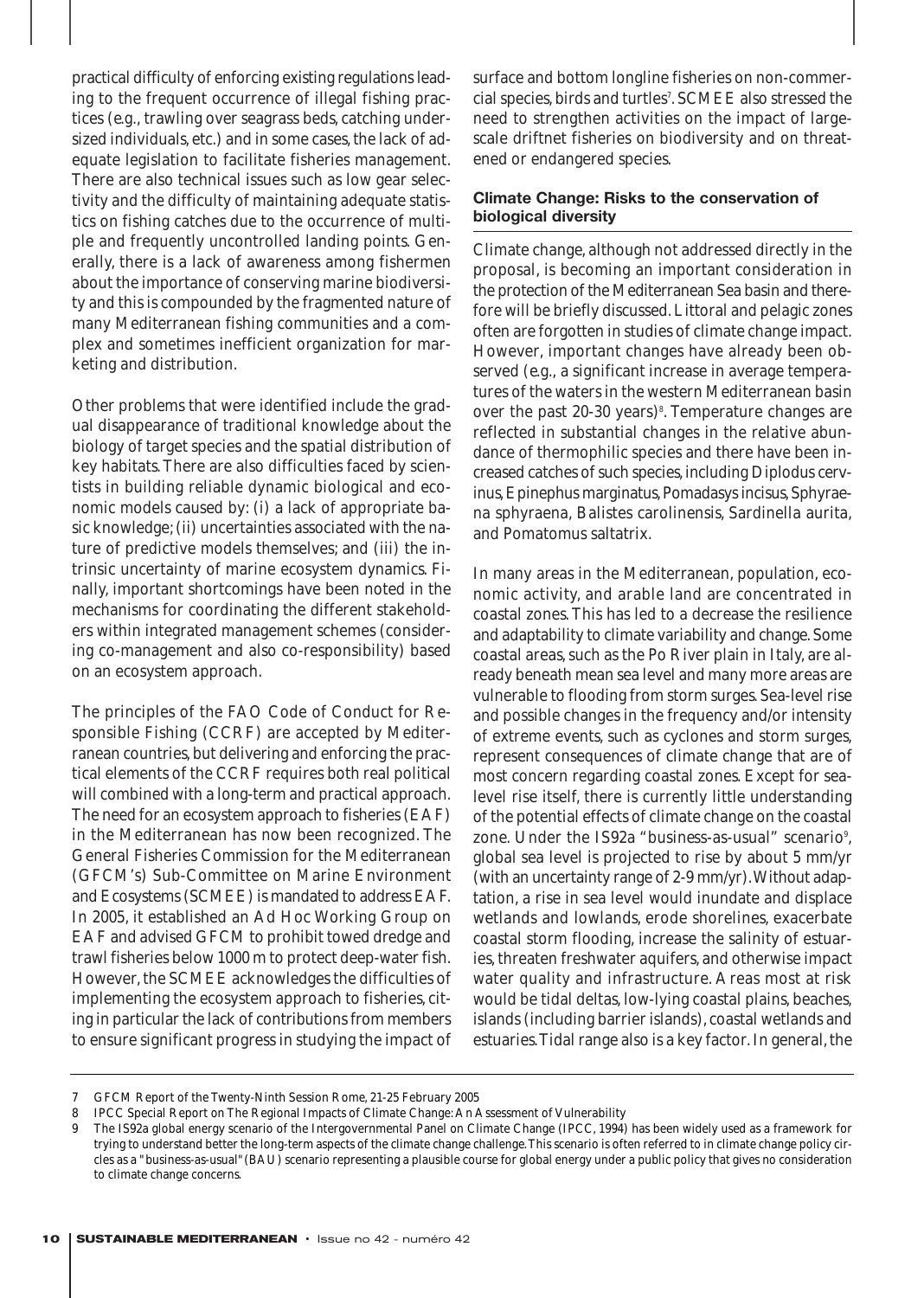practical difficulty of enforcing existing regulations leading to the frequent occurrence of illegal fishing practices (e.g., trawling over seagrass beds, catching undersized individuals, etc.) and in some cases, the lack of adequate legislation to facilitate fisheries management. There are also technical issues such as low gear selectivity and the difficulty of maintaining adequate statistics on fishing catches due to the occurrence of multiple and frequently uncontrolled landing points. Generally, there is a lack of awareness among fishermen about the importance of conserving marine biodiversity and this is compounded by the fragmented nature of many Mediterranean fishing communities and a complex and sometimes inefficient organization for marketing and distribution.

Other problems that were identified include the gradual disappearance of traditional knowledge about the biology of target species and the spatial distribution of key habitats. There are also difficulties faced by scientists in building reliable dynamic biological and economic models caused by: (i) a lack of appropriate basic knowledge; (ii) uncertainties associated with the nature of predictive models themselves; and (iii) the intrinsic uncertainty of marine ecosystem dynamics. Finally, important shortcomings have been noted in the mechanisms for coordinating the different stakeholders within integrated management schemes (considering co-management and also co-responsibility) based on an ecosystem approach.

The principles of the FAO Code of Conduct for Responsible Fishing (CCRF) are accepted by Mediterranean countries, but delivering and enforcing the practical elements of the CCRF requires both real political will combined with a long-term and practical approach. The need for an ecosystem approach to fisheries (EAF) in the Mediterranean has now been recognized. The General Fisheries Commission for the Mediterranean (GFCM's) Sub-Committee on Marine Environment and Ecosystems (SCMEE) is mandated to address EAF. In 2005, it established an Ad Hoc Working Group on EAF and advised GFCM to prohibit towed dredge and trawl fisheries below 1000 m to protect deep-water fish. However, the SCMEE acknowledges the difficulties of implementing the ecosystem approach to fisheries, citing in particular the lack of contributions from members to ensure significant progress in studying the impact of surface and bottom longline fisheries on non-commercial species, birds and turtles[7]. SCMEE also stressed the need to strengthen activities on the impact of large-scale driftnet fisheries on biodiversity and on threatened or endangered species.

### Climate Change: Risks to the conservation of biological diversity

Climate change, although not addressed directly in the proposal, is becoming an important consideration in the protection of the Mediterranean Sea basin and therefore will be briefly discussed. Littoral and pelagic zones often are forgotten in studies of climate change impact. However, important changes have already been observed (e.g., a significant increase in average temperatures of the waters in the western Mediterranean basin over the past 20-30 years)[8]. Temperature changes are reflected in substantial changes in the relative abundance of thermophilic species and there have been increased catches of such species, including *Diplodus cervinus*, *Epinephus marginatus*, *Pomadasys incisus*, *Sphyraena sphyraena*, *Balistes carolinensis*, *Sardinella aurita*, and *Pomatomus saltatrix*.

In many areas in the Mediterranean, population, economic activity, and arable land are concentrated in coastal zones. This has led to a decrease the resilience and adaptability to climate variability and change. Some coastal areas, such as the Po River plain in Italy, are already beneath mean sea level and many more areas are vulnerable to flooding from storm surges. Sea-level rise and possible changes in the frequency and/or intensity of extreme events, such as cyclones and storm surges, represent consequences of climate change that are of most concern regarding coastal zones. Except for sea-level rise itself, there is currently little understanding of the potential effects of climate change on the coastal zone. Under the IS92a "business-as-usual" scenario[9], global sea level is projected to rise by about 5 mm/yr (with an uncertainty range of 2-9 mm/yr). Without adaptation, a rise in sea level would inundate and displace wetlands and lowlands, erode shorelines, exacerbate coastal storm flooding, increase the salinity of estuaries, threaten freshwater aquifers, and otherwise impact water quality and infrastructure. Areas most at risk would be tidal deltas, low-lying coastal plains, beaches, islands (including barrier islands), coastal wetlands and estuaries. Tidal range also is a key factor. In general, the

---

7 GFCM Report of the Twenty-Ninth Session Rome, 21-25 February 2005

8 IPCC Special Report on The Regional Impacts of Climate Change: An Assessment of Vulnerability

9 The IS92a global energy scenario of the Intergovernmental Panel on Climate Change (IPCC, 1994) has been widely used as a framework for trying to understand better the long-term aspects of the climate change challenge. This scenario is often referred to in climate change policy circles as a "business-as-usual" (BAU) scenario representing a plausible course for global energy under a public policy that gives no consideration to climate change concerns.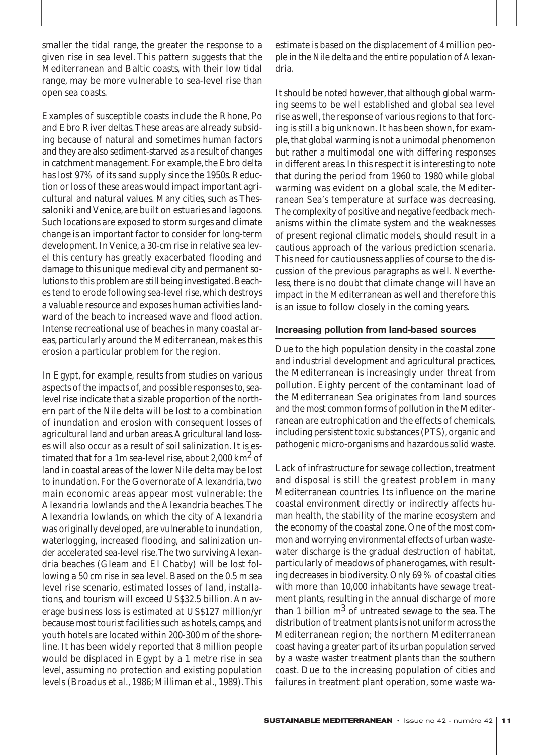smaller the tidal range, the greater the response to a given rise in sea level. This pattern suggests that the Mediterranean and Baltic coasts, with their low tidal range, may be more vulnerable to sea-level rise than open sea coasts.

Examples of susceptible coasts include the Rhone, Po and Ebro River deltas. These areas are already subsiding because of natural and sometimes human factors and they are also sediment-starved as a result of changes in catchment management. For example, the Ebro delta has lost 97% of its sand supply since the 1950s. Reduction or loss of these areas would impact important agricultural and natural values. Many cities, such as Thessaloniki and Venice, are built on estuaries and lagoons. Such locations are exposed to storm surges and climate change is an important factor to consider for long-term development. In Venice, a 30-cm rise in relative sea level this century has greatly exacerbated flooding and damage to this unique medieval city and permanent solutions to this problem are still being investigated. Beaches tend to erode following sea-level rise, which destroys a valuable resource and exposes human activities landward of the beach to increased wave and flood action. Intense recreational use of beaches in many coastal areas, particularly around the Mediterranean, makes this erosion a particular problem for the region.

In Egypt, for example, results from studies on various aspects of the impacts of, and possible responses to, sea-level rise indicate that a sizable proportion of the northern part of the Nile delta will be lost to a combination of inundation and erosion with consequent losses of agricultural land and urban areas. Agricultural land losses will also occur as a result of soil salinization. It is estimated that for a 1m sea-level rise, about 2,000 km$^2$ of land in coastal areas of the lower Nile delta may be lost to inundation. For the Governorate of Alexandria, two main economic areas appear most vulnerable: the Alexandria lowlands and the Alexandria beaches. The Alexandria lowlands, on which the city of Alexandria was originally developed, are vulnerable to inundation, waterlogging, increased flooding, and salinization under accelerated sea-level rise. The two surviving Alexandria beaches (Gleam and El Chatby) will be lost following a 50 cm rise in sea level. Based on the 0.5 m sea level rise scenario, estimated losses of land, installations, and tourism will exceed US$32.5 billion. An average business loss is estimated at US$127 million/yr because most tourist facilities such as hotels, camps, and youth hotels are located within 200-300 m of the shoreline. It has been widely reported that 8 million people would be displaced in Egypt by a 1 metre rise in sea level, assuming no protection and existing population levels (Broadus et al., 1986; Milliman et al., 1989). This estimate is based on the displacement of 4 million people in the Nile delta and the entire population of Alexandria.

It should be noted however, that although global warming seems to be well established and global sea level rise as well, the response of various regions to that forcing is still a big unknown. It has been shown, for example, that global warming is not a unimodal phenomenon but rather a multimodal one with differing responses in different areas. In this respect it is interesting to note that during the period from 1960 to 1980 while global warming was evident on a global scale, the Mediterranean Sea's temperature at surface was decreasing. The complexity of positive and negative feedback mechanisms within the climate system and the weaknesses of present regional climatic models, should result in a cautious approach of the various prediction scenaria. This need for cautiousness applies of course to the discussion of the previous paragraphs as well. Nevertheless, there is no doubt that climate change will have an impact in the Mediterranean as well and therefore this is an issue to follow closely in the coming years.

### Increasing pollution from land-based sources

Due to the high population density in the coastal zone and industrial development and agricultural practices, the Mediterranean is increasingly under threat from pollution. Eighty percent of the contaminant load of the Mediterranean Sea originates from land sources and the most common forms of pollution in the Mediterranean are eutrophication and the effects of chemicals, including persistent toxic substances (PTS), organic and pathogenic micro-organisms and hazardous solid waste.

Lack of infrastructure for sewage collection, treatment and disposal is still the greatest problem in many Mediterranean countries. Its influence on the marine coastal environment directly or indirectly affects human health, the stability of the marine ecosystem and the economy of the coastal zone. One of the most common and worrying environmental effects of urban wastewater discharge is the gradual destruction of habitat, particularly of meadows of phanerogames, with resulting decreases in biodiversity. Only 69% of coastal cities with more than 10,000 inhabitants have sewage treatment plants, resulting in the annual discharge of more than 1 billion m$^3$ of untreated sewage to the sea. The distribution of treatment plants is not uniform across the Mediterranean region; the northern Mediterranean coast having a greater part of its urban population served by a waste waster treatment plants than the southern coast. Due to the increasing population of cities and failures in treatment plant operation, some waste wa-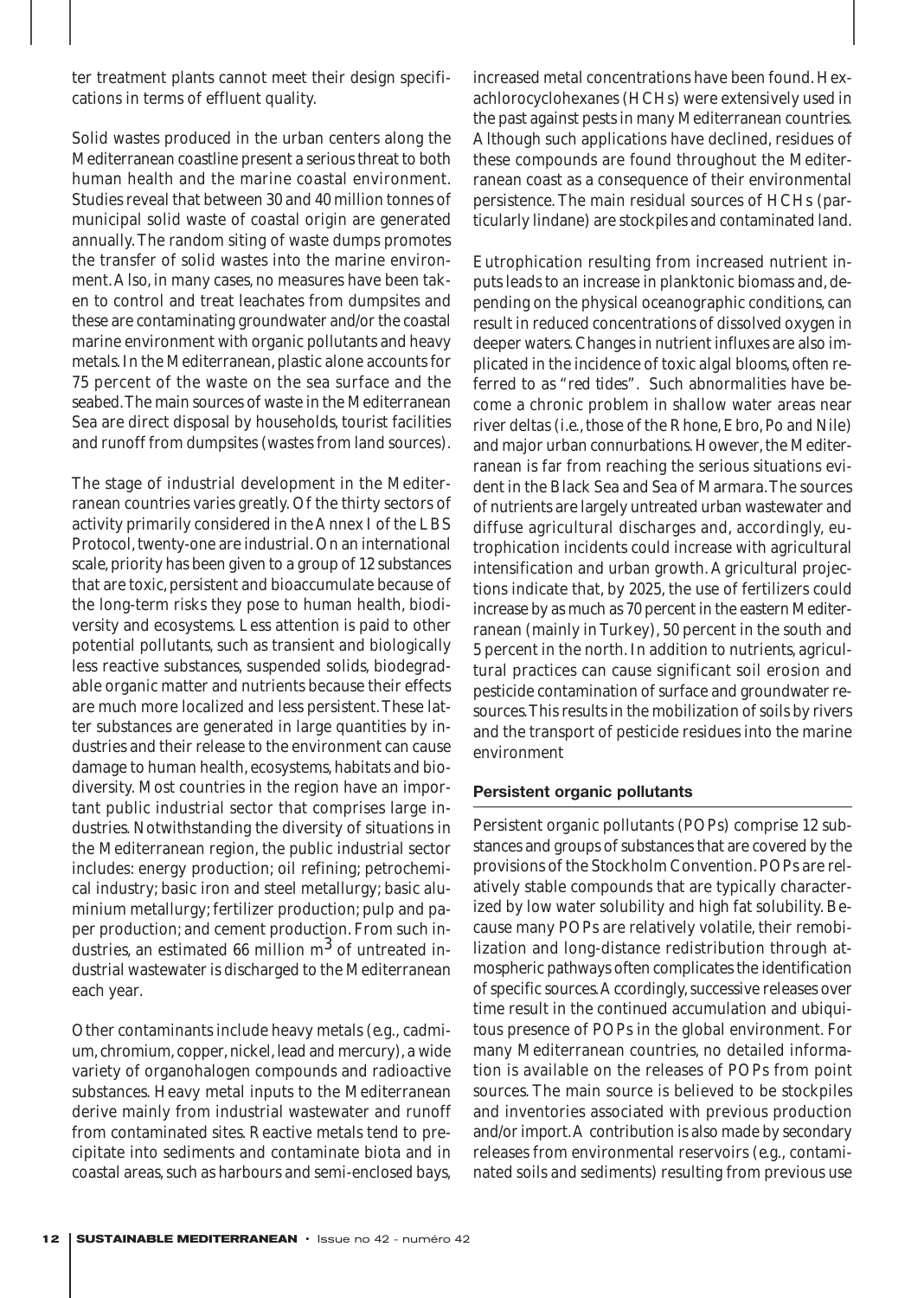ter treatment plants cannot meet their design specifications in terms of effluent quality.

Solid wastes produced in the urban centers along the Mediterranean coastline present a serious threat to both human health and the marine coastal environment. Studies reveal that between 30 and 40 million tonnes of municipal solid waste of coastal origin are generated annually. The random siting of waste dumps promotes the transfer of solid wastes into the marine environment. Also, in many cases, no measures have been taken to control and treat leachates from dumpsites and these are contaminating groundwater and/or the coastal marine environment with organic pollutants and heavy metals. In the Mediterranean, plastic alone accounts for 75 percent of the waste on the sea surface and the seabed. The main sources of waste in the Mediterranean Sea are direct disposal by households, tourist facilities and runoff from dumpsites (wastes from land sources).

The stage of industrial development in the Mediterranean countries varies greatly. Of the thirty sectors of activity primarily considered in the Annex I of the LBS Protocol, twenty-one are industrial. On an international scale, priority has been given to a group of 12 substances that are toxic, persistent and bioaccumulate because of the long-term risks they pose to human health, biodiversity and ecosystems. Less attention is paid to other potential pollutants, such as transient and biologically less reactive substances, suspended solids, biodegradable organic matter and nutrients because their effects are much more localized and less persistent. These latter substances are generated in large quantities by industries and their release to the environment can cause damage to human health, ecosystems, habitats and biodiversity. Most countries in the region have an important public industrial sector that comprises large industries. Notwithstanding the diversity of situations in the Mediterranean region, the public industrial sector includes: energy production; oil refining; petrochemical industry; basic iron and steel metallurgy; basic aluminium metallurgy; fertilizer production; pulp and paper production; and cement production. From such industries, an estimated 66 million $m^3$ of untreated industrial wastewater is discharged to the Mediterranean each year.

Other contaminants include heavy metals (e.g., cadmium, chromium, copper, nickel, lead and mercury), a wide variety of organohalogen compounds and radioactive substances. Heavy metal inputs to the Mediterranean derive mainly from industrial wastewater and runoff from contaminated sites. Reactive metals tend to precipitate into sediments and contaminate biota and in coastal areas, such as harbours and semi-enclosed bays, increased metal concentrations have been found. Hexachlorocyclohexanes (HCHs) were extensively used in the past against pests in many Mediterranean countries. Although such applications have declined, residues of these compounds are found throughout the Mediterranean coast as a consequence of their environmental persistence. The main residual sources of HCHs (particularly lindane) are stockpiles and contaminated land.

Eutrophication resulting from increased nutrient inputs leads to an increase in planktonic biomass and, depending on the physical oceanographic conditions, can result in reduced concentrations of dissolved oxygen in deeper waters. Changes in nutrient influxes are also implicated in the incidence of toxic algal blooms, often referred to as "red tides". Such abnormalities have become a chronic problem in shallow water areas near river deltas (i.e., those of the Rhone, Ebro, Po and Nile) and major urban connurbations. However, the Mediterranean is far from reaching the serious situations evident in the Black Sea and Sea of Marmara. The sources of nutrients are largely untreated urban wastewater and diffuse agricultural discharges and, accordingly, eutrophication incidents could increase with agricultural intensification and urban growth. Agricultural projections indicate that, by 2025, the use of fertilizers could increase by as much as 70 percent in the eastern Mediterranean (mainly in Turkey), 50 percent in the south and 5 percent in the north. In addition to nutrients, agricultural practices can cause significant soil erosion and pesticide contamination of surface and groundwater resources. This results in the mobilization of soils by rivers and the transport of pesticide residues into the marine environment

### Persistent organic pollutants

Persistent organic pollutants (POPs) comprise 12 substances and groups of substances that are covered by the provisions of the Stockholm Convention. POPs are relatively stable compounds that are typically characterized by low water solubility and high fat solubility. Because many POPs are relatively volatile, their remobilization and long-distance redistribution through atmospheric pathways often complicates the identification of specific sources. Accordingly, successive releases over time result in the continued accumulation and ubiquitous presence of POPs in the global environment. For many Mediterranean countries, no detailed information is available on the releases of POPs from point sources. The main source is believed to be stockpiles and inventories associated with previous production and/or import. A contribution is also made by secondary releases from environmental reservoirs (e.g., contaminated soils and sediments) resulting from previous use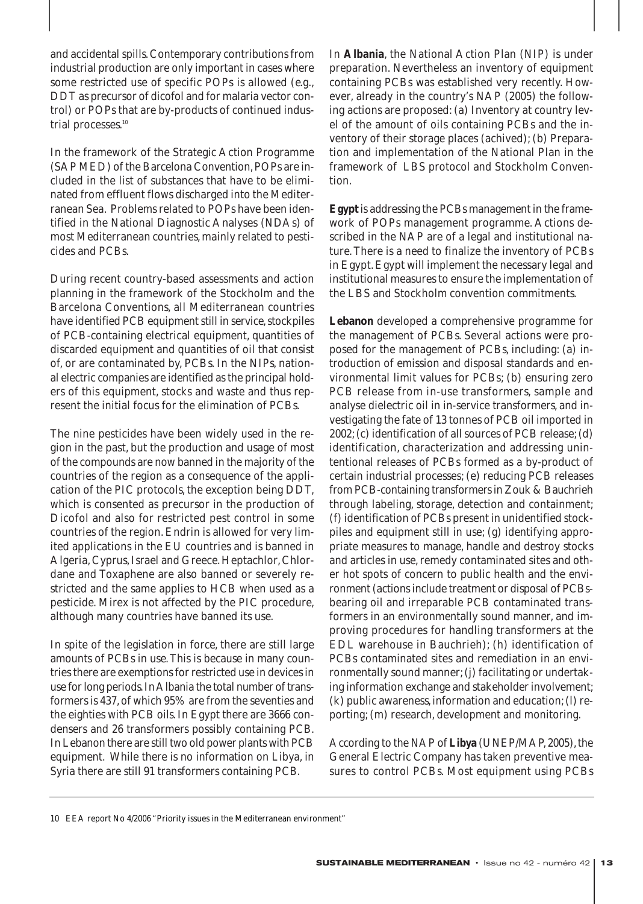and accidental spills. Contemporary contributions from industrial production are only important in cases where some restricted use of specific POPs is allowed (e.g., DDT as precursor of dicofol and for malaria vector control) or POPs that are by-products of continued industrial processes.[10]

In the framework of the Strategic Action Programme (SAP MED) of the Barcelona Convention, POPs are included in the list of substances that have to be eliminated from effluent flows discharged into the Mediterranean Sea. Problems related to POPs have been identified in the National Diagnostic Analyses (NDAs) of most Mediterranean countries, mainly related to pesticides and PCBs.

During recent country-based assessments and action planning in the framework of the Stockholm and the Barcelona Conventions, all Mediterranean countries have identified PCB equipment still in service, stockpiles of PCB-containing electrical equipment, quantities of discarded equipment and quantities of oil that consist of, or are contaminated by, PCBs. In the NIPs, national electric companies are identified as the principal holders of this equipment, stocks and waste and thus represent the initial focus for the elimination of PCBs.

The nine pesticides have been widely used in the region in the past, but the production and usage of most of the compounds are now banned in the majority of the countries of the region as a consequence of the application of the PIC protocols, the exception being DDT, which is consented as precursor in the production of Dicofol and also for restricted pest control in some countries of the region. Endrin is allowed for very limited applications in the EU countries and is banned in Algeria, Cyprus, Israel and Greece. Heptachlor, Chlordane and Toxaphene are also banned or severely restricted and the same applies to HCB when used as a pesticide. Mirex is not affected by the PIC procedure, although many countries have banned its use.

In spite of the legislation in force, there are still large amounts of PCBs in use. This is because in many countries there are exemptions for restricted use in devices in use for long periods. In Albania the total number of transformers is 437, of which 95% are from the seventies and the eighties with PCB oils. In Egypt there are 3666 condensers and 26 transformers possibly containing PCB. In Lebanon there are still two old power plants with PCB equipment. While there is no information on Libya, in Syria there are still 91 transformers containing PCB.

In **Albania**, the National Action Plan (NIP) is under preparation. Nevertheless an inventory of equipment containing PCBs was established very recently. However, already in the country's NAP (2005) the following actions are proposed: (a) Inventory at country level of the amount of oils containing PCBs and the inventory of their storage places (achived); (b) Preparation and implementation of the National Plan in the framework of LBS protocol and Stockholm Convention.

**Egypt** is addressing the PCBs management in the framework of POPs management programme. Actions described in the NAP are of a legal and institutional nature. There is a need to finalize the inventory of PCBs in Egypt. Egypt will implement the necessary legal and institutional measures to ensure the implementation of the LBS and Stockholm convention commitments.

**Lebanon** developed a comprehensive programme for the management of PCBs. Several actions were proposed for the management of PCBs, including: (a) introduction of emission and disposal standards and environmental limit values for PCBs; (b) ensuring zero PCB release from in-use transformers, sample and analyse dielectric oil in in-service transformers, and investigating the fate of 13 tonnes of PCB oil imported in 2002; (c) identification of all sources of PCB release; (d) identification, characterization and addressing unintentional releases of PCBs formed as a by-product of certain industrial processes; (e) reducing PCB releases from PCB-containing transformers in Zouk & Bauchrieh through labeling, storage, detection and containment; (f) identification of PCBs present in unidentified stockpiles and equipment still in use; (g) identifying appropriate measures to manage, handle and destroy stocks and articles in use, remedy contaminated sites and other hot spots of concern to public health and the environment (actions include treatment or disposal of PCBs-bearing oil and irreparable PCB contaminated transformers in an environmentally sound manner, and improving procedures for handling transformers at the EDL warehouse in Bauchrieh); (h) identification of PCBs contaminated sites and remediation in an environmentally sound manner; (j) facilitating or undertaking information exchange and stakeholder involvement; (k) public awareness, information and education; (l) reporting; (m) research, development and monitoring.

According to the NAP of **Libya** (UNEP/MAP, 2005), the General Electric Company has taken preventive measures to control PCBs. Most equipment using PCBs

10 EEA report No 4/2006 "Priority issues in the Mediterranean environment"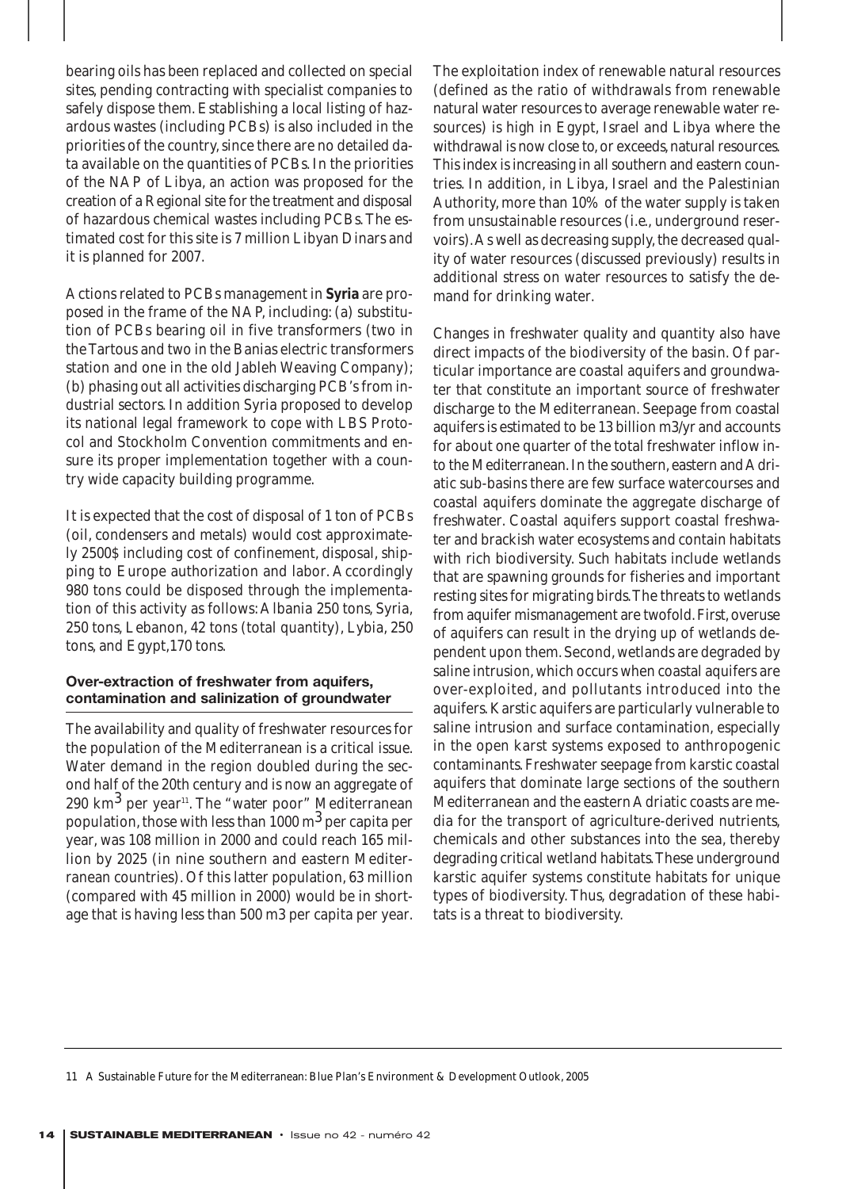bearing oils has been replaced and collected on special sites, pending contracting with specialist companies to safely dispose them. Establishing a local listing of hazardous wastes (including PCBs) is also included in the priorities of the country, since there are no detailed data available on the quantities of PCBs. In the priorities of the NAP of Libya, an action was proposed for the creation of a Regional site for the treatment and disposal of hazardous chemical wastes including PCBs. The estimated cost for this site is 7 million Libyan Dinars and it is planned for 2007.

Actions related to PCBs management in **Syria** are proposed in the frame of the NAP, including: (a) substitution of PCBs bearing oil in five transformers (two in the Tartous and two in the Banias electric transformers station and one in the old Jableh Weaving Company); (b) phasing out all activities discharging PCB's from industrial sectors. In addition Syria proposed to develop its national legal framework to cope with LBS Protocol and Stockholm Convention commitments and ensure its proper implementation together with a country wide capacity building programme.

It is expected that the cost of disposal of 1 ton of PCBs (oil, condensers and metals) would cost approximately 2500$ including cost of confinement, disposal, shipping to Europe authorization and labor. Accordingly 980 tons could be disposed through the implementation of this activity as follows: Albania 250 tons, Syria, 250 tons, Lebanon, 42 tons (total quantity), Lybia, 250 tons, and Egypt,170 tons.

### Over-extraction of freshwater from aquifers, contamination and salinization of groundwater

The availability and quality of freshwater resources for the population of the Mediterranean is a critical issue. Water demand in the region doubled during the second half of the 20th century and is now an aggregate of 290 $km^3$ per year[11]. The "water poor" Mediterranean population, those with less than 1000 $m^3$ per capita per year, was 108 million in 2000 and could reach 165 million by 2025 (in nine southern and eastern Mediterranean countries). Of this latter population, 63 million (compared with 45 million in 2000) would be in shortage that is having less than 500 m3 per capita per year.

The exploitation index of renewable natural resources (defined as the ratio of withdrawals from renewable natural water resources to average renewable water resources) is high in Egypt, Israel and Libya where the withdrawal is now close to, or exceeds, natural resources. This index is increasing in all southern and eastern countries. In addition, in Libya, Israel and the Palestinian Authority, more than 10% of the water supply is taken from unsustainable resources (i.e., underground reservoirs). As well as decreasing supply, the decreased quality of water resources (discussed previously) results in additional stress on water resources to satisfy the demand for drinking water.

Changes in freshwater quality and quantity also have direct impacts of the biodiversity of the basin. Of particular importance are coastal aquifers and groundwater that constitute an important source of freshwater discharge to the Mediterranean. Seepage from coastal aquifers is estimated to be 13 billion m3/yr and accounts for about one quarter of the total freshwater inflow into the Mediterranean. In the southern, eastern and Adriatic sub-basins there are few surface watercourses and coastal aquifers dominate the aggregate discharge of freshwater. Coastal aquifers support coastal freshwater and brackish water ecosystems and contain habitats with rich biodiversity. Such habitats include wetlands that are spawning grounds for fisheries and important resting sites for migrating birds. The threats to wetlands from aquifer mismanagement are twofold. First, overuse of aquifers can result in the drying up of wetlands dependent upon them. Second, wetlands are degraded by saline intrusion, which occurs when coastal aquifers are over-exploited, and pollutants introduced into the aquifers. Karstic aquifers are particularly vulnerable to saline intrusion and surface contamination, especially in the open karst systems exposed to anthropogenic contaminants. Freshwater seepage from karstic coastal aquifers that dominate large sections of the southern Mediterranean and the eastern Adriatic coasts are media for the transport of agriculture-derived nutrients, chemicals and other substances into the sea, thereby degrading critical wetland habitats. These underground karstic aquifer systems constitute habitats for unique types of biodiversity. Thus, degradation of these habitats is a threat to biodiversity.

---

11 A Sustainable Future for the Mediterranean: Blue Plan's Environment & Development Outlook, 2005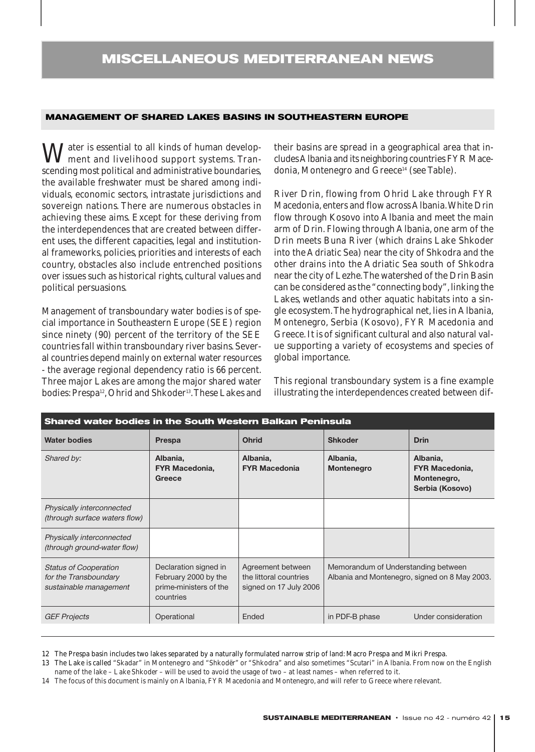## MISCELLANEOUS MEDITERRANEAN NEWS

### MANAGEMENT OF SHARED LAKES BASINS IN SOUTHEASTERN EUROPE

Water is essential to all kinds of human development and livelihood support systems. Transcending most political and administrative boundaries, the available freshwater must be shared among individuals, economic sectors, intrastate jurisdictions and sovereign nations. There are numerous obstacles in achieving these aims. Except for these deriving from the interdependences that are created between different uses, the different capacities, legal and institutional frameworks, policies, priorities and interests of each country, obstacles also include entrenched positions over issues such as historical rights, cultural values and political persuasions.

Management of transboundary water bodies is of special importance in Southeastern Europe (SEE) region since ninety (90) percent of the territory of the SEE countries fall within transboundary river basins. Several countries depend mainly on external water resources - the average regional dependency ratio is 66 percent. Three major Lakes are among the major shared water bodies: Prespa[12], Ohrid and Shkoder[13]. These Lakes and their basins are spread in a geographical area that includes Albania and its neighboring countries FYR Macedonia, Montenegro and Greece[14] (see Table).

River Drin, flowing from Ohrid Lake through FYR Macedonia, enters and flow across Albania. White Drin flow through Kosovo into Albania and meet the main arm of Drin. Flowing through Albania, one arm of the Drin meets Buna River (which drains Lake Shkoder into the Adriatic Sea) near the city of Shkodra and the other drains into the Adriatic Sea south of Shkodra near the city of Lezhe. The watershed of the Drin Basin can be considered as the "connecting body", linking the Lakes, wetlands and other aquatic habitats into a single ecosystem. The hydrographical net, lies in Albania, Montenegro, Serbia (Kosovo), FYR Macedonia and Greece. It is of significant cultural and also natural value supporting a variety of ecosystems and species of global importance.

This regional transboundary system is a fine example illustrating the interdependences created between dif-

**Shared water bodies in the South Western Balkan Peninsula**

| Water bodies | Prespa | Ohrid | Shkoder | Drin |
|---|---|---|---|---|
| *Shared by:* | **Albania, FYR Macedonia, Greece** | **Albania, FYR Macedonia** | **Albania, Montenegro** | **Albania, FYR Macedonia, Montenegro, Serbia (Kosovo)** |
| *Physically interconnected (through surface waters flow)* | | | | |
| *Physically interconnected (through ground-water flow)* | | | | |
| *Status of Cooperation for the Transboundary sustainable management* | Declaration signed in February 2000 by the prime-ministers of the countries | Agreement between the littoral countries signed on 17 July 2006 | Memorandum of Understanding between Albania and Montenegro, signed on 8 May 2003. | |
| *GEF Projects* | Operational | Ended | in PDF-B phase | Under consideration |

12 The Prespa basin includes two lakes separated by a naturally formulated narrow strip of land: Macro Prespa and Mikri Prespa.

13 The Lake is called "Skadar" in Montenegro and "Shkodër" or "Shkodra" and also sometimes "Scutari" in Albania. From now on the English name of the lake – Lake Shkoder – will be used to avoid the usage of two – at least names – when referred to it.

14 The focus of this document is mainly on Albania, FYR Macedonia and Montenegro, and will refer to Greece where relevant.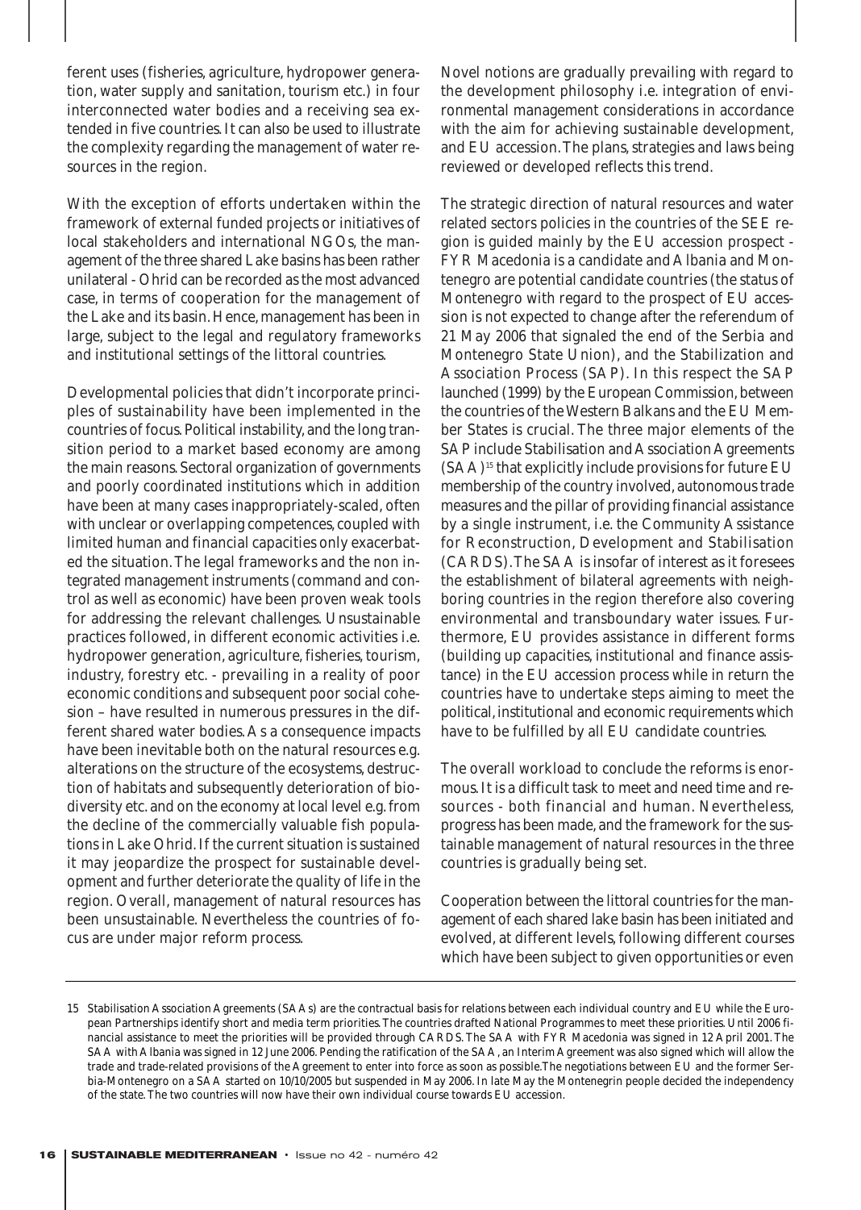ferent uses (fisheries, agriculture, hydropower generation, water supply and sanitation, tourism etc.) in four interconnected water bodies and a receiving sea extended in five countries. It can also be used to illustrate the complexity regarding the management of water resources in the region.

With the exception of efforts undertaken within the framework of external funded projects or initiatives of local stakeholders and international NGOs, the management of the three shared Lake basins has been rather unilateral - Ohrid can be recorded as the most advanced case, in terms of cooperation for the management of the Lake and its basin. Hence, management has been in large, subject to the legal and regulatory frameworks and institutional settings of the littoral countries.

Developmental policies that didn't incorporate principles of sustainability have been implemented in the countries of focus. Political instability, and the long transition period to a market based economy are among the main reasons. Sectoral organization of governments and poorly coordinated institutions which in addition have been at many cases inappropriately-scaled, often with unclear or overlapping competences, coupled with limited human and financial capacities only exacerbated the situation. The legal frameworks and the non integrated management instruments (command and control as well as economic) have been proven weak tools for addressing the relevant challenges. Unsustainable practices followed, in different economic activities i.e. hydropower generation, agriculture, fisheries, tourism, industry, forestry etc. - prevailing in a reality of poor economic conditions and subsequent poor social cohesion – have resulted in numerous pressures in the different shared water bodies. As a consequence impacts have been inevitable both on the natural resources e.g. alterations on the structure of the ecosystems, destruction of habitats and subsequently deterioration of biodiversity etc. and on the economy at local level e.g. from the decline of the commercially valuable fish populations in Lake Ohrid. If the current situation is sustained it may jeopardize the prospect for sustainable development and further deteriorate the quality of life in the region. Overall, management of natural resources has been unsustainable. Nevertheless the countries of focus are under major reform process.

Novel notions are gradually prevailing with regard to the development philosophy i.e. integration of environmental management considerations in accordance with the aim for achieving sustainable development, and EU accession. The plans, strategies and laws being reviewed or developed reflects this trend.

The strategic direction of natural resources and water related sectors policies in the countries of the SEE region is guided mainly by the EU accession prospect - FYR Macedonia is a candidate and Albania and Montenegro are potential candidate countries (the status of Montenegro with regard to the prospect of EU accession is not expected to change after the referendum of 21 May 2006 that signaled the end of the Serbia and Montenegro State Union), and the Stabilization and Association Process (SAP). In this respect the SAP launched (1999) by the European Commission, between the countries of the Western Balkans and the EU Member States is crucial. The three major elements of the SAP include Stabilisation and Association Agreements (SAA)[15] that explicitly include provisions for future EU membership of the country involved, autonomous trade measures and the pillar of providing financial assistance by a single instrument, i.e. the Community Assistance for Reconstruction, Development and Stabilisation (CARDS). The SAA is insofar of interest as it foresees the establishment of bilateral agreements with neighboring countries in the region therefore also covering environmental and transboundary water issues. Furthermore, EU provides assistance in different forms (building up capacities, institutional and finance assistance) in the EU accession process while in return the countries have to undertake steps aiming to meet the political, institutional and economic requirements which have to be fulfilled by all EU candidate countries.

The overall workload to conclude the reforms is enormous. It is a difficult task to meet and need time and resources - both financial and human. Nevertheless, progress has been made, and the framework for the sustainable management of natural resources in the three countries is gradually being set.

Cooperation between the littoral countries for the management of each shared lake basin has been initiated and evolved, at different levels, following different courses which have been subject to given opportunities or even

15 Stabilisation Association Agreements (SAAs) are the contractual basis for relations between each individual country and EU while the European Partnerships identify short and media term priorities. The countries drafted National Programmes to meet these priorities. Until 2006 financial assistance to meet the priorities will be provided through CARDS. The SAA with FYR Macedonia was signed in 12 April 2001. The SAA with Albania was signed in 12 June 2006. Pending the ratification of the SAA, an Interim Agreement was also signed which will allow the trade and trade-related provisions of the Agreement to enter into force as soon as possible. The negotiations between EU and the former Serbia-Montenegro on a SAA started on 10/10/2005 but suspended in May 2006. In late May the Montenegrin people decided the independency of the state. The two countries will now have their own individual course towards EU accession.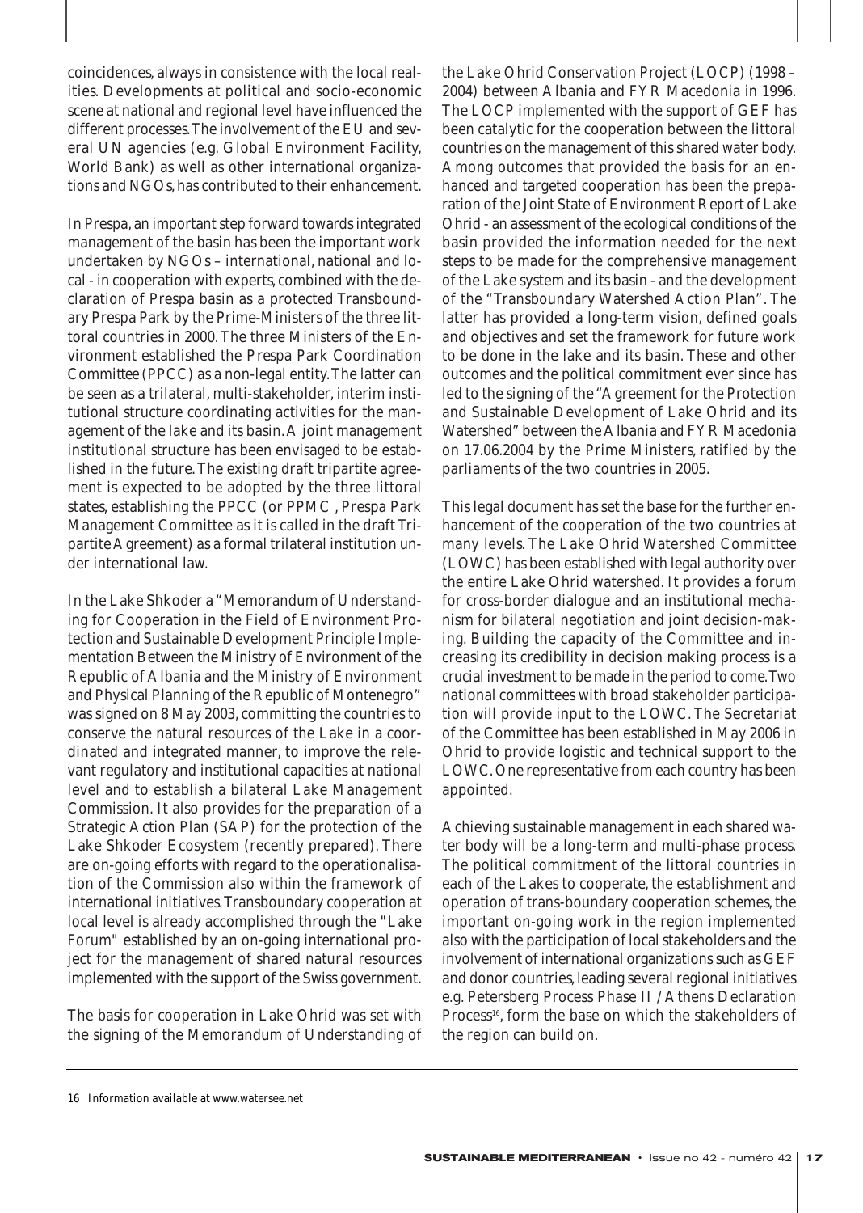coincidences, always in consistence with the local realities. Developments at political and socio-economic scene at national and regional level have influenced the different processes. The involvement of the EU and several UN agencies (e.g. Global Environment Facility, World Bank) as well as other international organizations and NGOs, has contributed to their enhancement.

In Prespa, an important step forward towards integrated management of the basin has been the important work undertaken by NGOs – international, national and local - in cooperation with experts, combined with the declaration of Prespa basin as a protected Transboundary Prespa Park by the Prime-Ministers of the three littoral countries in 2000. The three Ministers of the Environment established the Prespa Park Coordination Committee (PPCC) as a non-legal entity. The latter can be seen as a trilateral, multi-stakeholder, interim institutional structure coordinating activities for the management of the lake and its basin. A joint management institutional structure has been envisaged to be established in the future. The existing draft tripartite agreement is expected to be adopted by the three littoral states, establishing the PPCC (or PPMC, Prespa Park Management Committee as it is called in the draft Tripartite Agreement) as a formal trilateral institution under international law.

In the Lake Shkoder a "Memorandum of Understanding for Cooperation in the Field of Environment Protection and Sustainable Development Principle Implementation Between the Ministry of Environment of the Republic of Albania and the Ministry of Environment and Physical Planning of the Republic of Montenegro" was signed on 8 May 2003, committing the countries to conserve the natural resources of the Lake in a coordinated and integrated manner, to improve the relevant regulatory and institutional capacities at national level and to establish a bilateral Lake Management Commission. It also provides for the preparation of a Strategic Action Plan (SAP) for the protection of the Lake Shkoder Ecosystem (recently prepared). There are on-going efforts with regard to the operationalisation of the Commission also within the framework of international initiatives. Transboundary cooperation at local level is already accomplished through the "Lake Forum" established by an on-going international project for the management of shared natural resources implemented with the support of the Swiss government.

The basis for cooperation in Lake Ohrid was set with the signing of the Memorandum of Understanding of the Lake Ohrid Conservation Project (LOCP) (1998 – 2004) between Albania and FYR Macedonia in 1996. The LOCP implemented with the support of GEF has been catalytic for the cooperation between the littoral countries on the management of this shared water body. Among outcomes that provided the basis for an enhanced and targeted cooperation has been the preparation of the Joint State of Environment Report of Lake Ohrid - an assessment of the ecological conditions of the basin provided the information needed for the next steps to be made for the comprehensive management of the Lake system and its basin - and the development of the "Transboundary Watershed Action Plan". The latter has provided a long-term vision, defined goals and objectives and set the framework for future work to be done in the lake and its basin. These and other outcomes and the political commitment ever since has led to the signing of the "Agreement for the Protection and Sustainable Development of Lake Ohrid and its Watershed" between the Albania and FYR Macedonia on 17.06.2004 by the Prime Ministers, ratified by the parliaments of the two countries in 2005.

This legal document has set the base for the further enhancement of the cooperation of the two countries at many levels. The Lake Ohrid Watershed Committee (LOWC) has been established with legal authority over the entire Lake Ohrid watershed. It provides a forum for cross-border dialogue and an institutional mechanism for bilateral negotiation and joint decision-making. Building the capacity of the Committee and increasing its credibility in decision making process is a crucial investment to be made in the period to come. Two national committees with broad stakeholder participation will provide input to the LOWC. The Secretariat of the Committee has been established in May 2006 in Ohrid to provide logistic and technical support to the LOWC. One representative from each country has been appointed.

Achieving sustainable management in each shared water body will be a long-term and multi-phase process. The political commitment of the littoral countries in each of the Lakes to cooperate, the establishment and operation of trans-boundary cooperation schemes, the important on-going work in the region implemented also with the participation of local stakeholders and the involvement of international organizations such as GEF and donor countries, leading several regional initiatives e.g. Petersberg Process Phase II / Athens Declaration Process[16], form the base on which the stakeholders of the region can build on.

---

16 Information available at www.watersee.net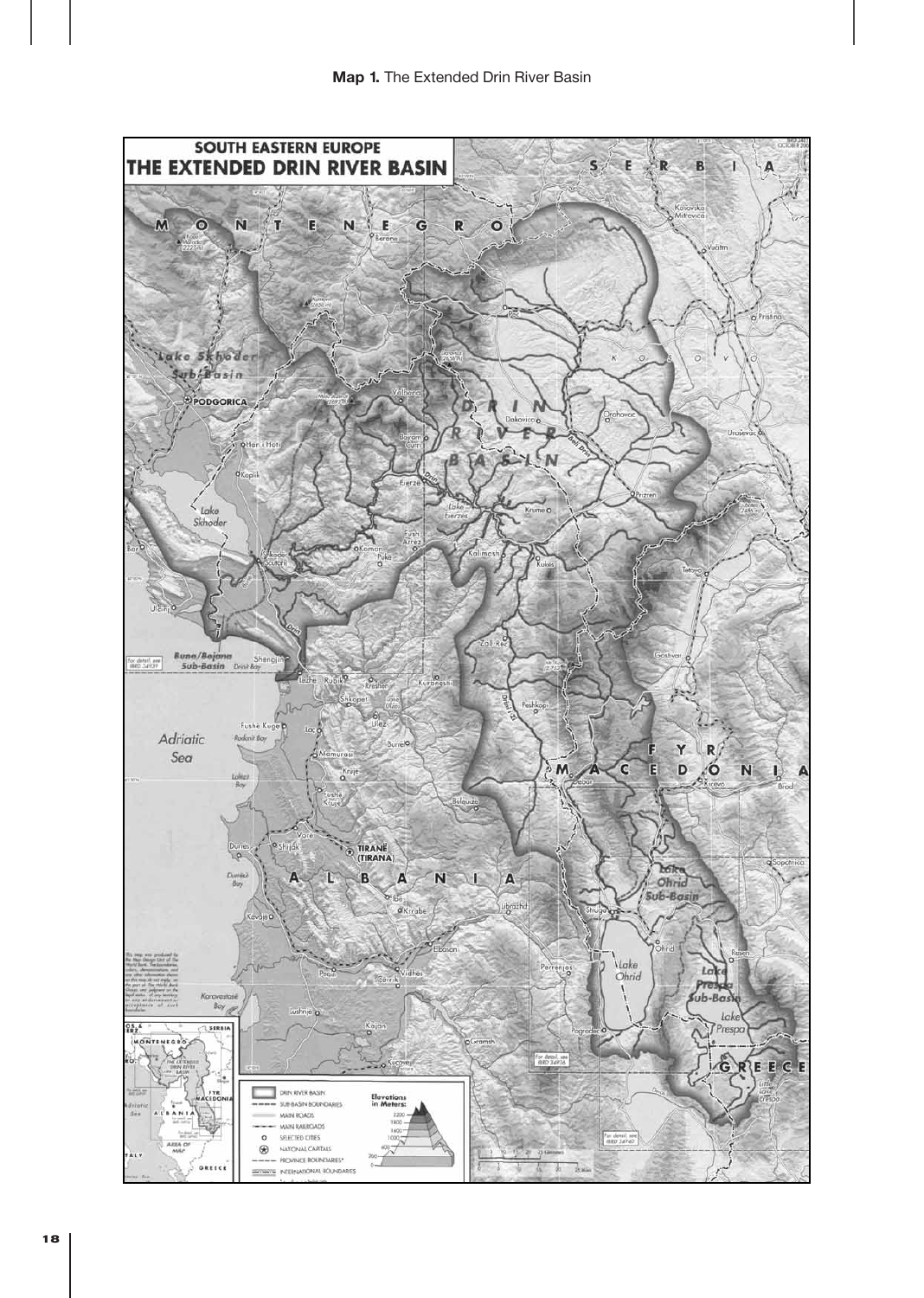**Map 1.** The Extended Drin River Basin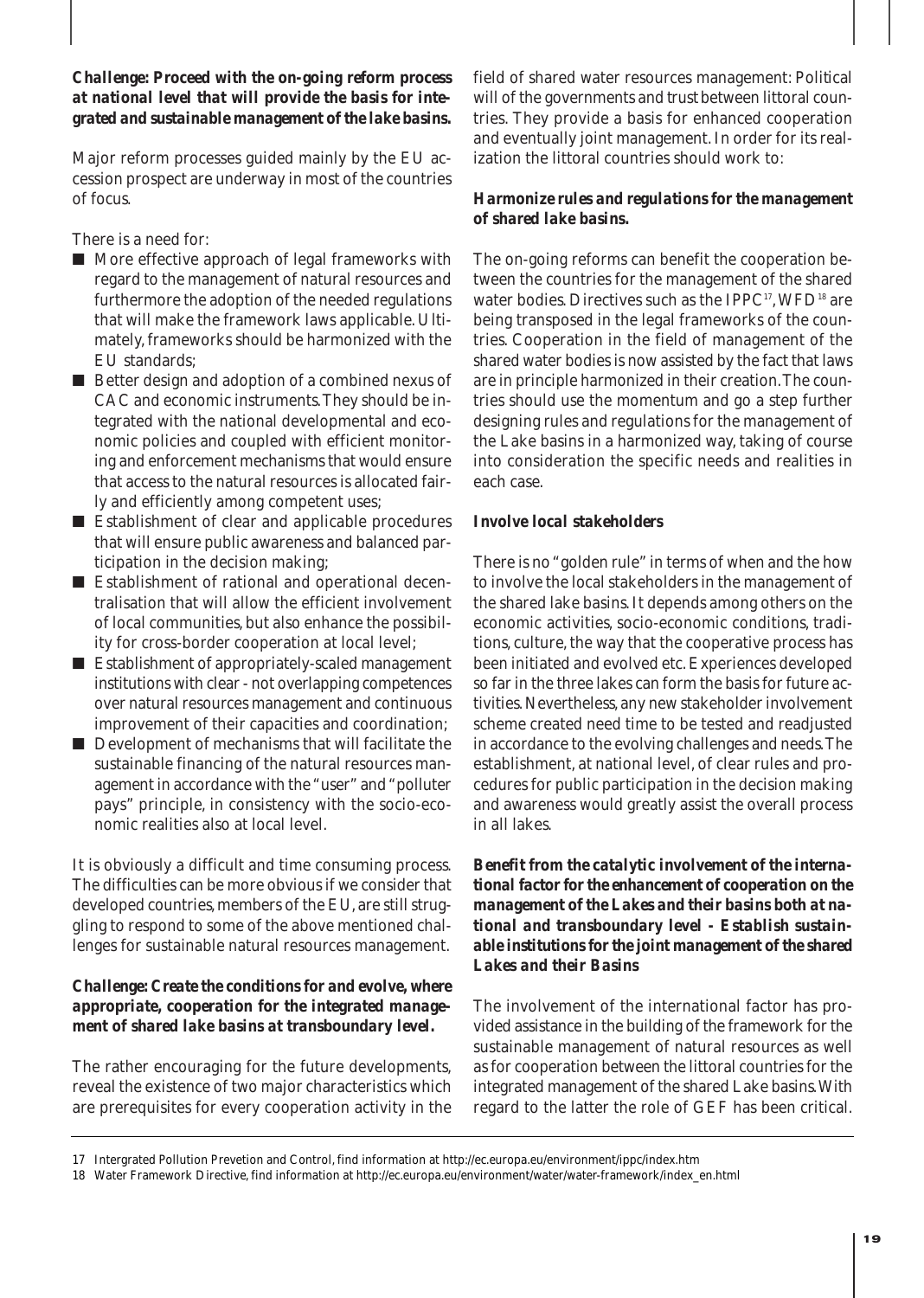***Challenge: Proceed with the on-going reform process at national level that will provide the basis for integrated and sustainable management of the lake basins.***

Major reform processes guided mainly by the EU accession prospect are underway in most of the countries of focus.

There is a need for:

- More effective approach of legal frameworks with regard to the management of natural resources and furthermore the adoption of the needed regulations that will make the framework laws applicable. Ultimately, frameworks should be harmonized with the EU standards;
- Better design and adoption of a combined nexus of CAC and economic instruments. They should be integrated with the national developmental and economic policies and coupled with efficient monitoring and enforcement mechanisms that would ensure that access to the natural resources is allocated fairly and efficiently among competent uses;
- Establishment of clear and applicable procedures that will ensure public awareness and balanced participation in the decision making;
- Establishment of rational and operational decentralisation that will allow the efficient involvement of local communities, but also enhance the possibility for cross-border cooperation at local level;
- Establishment of appropriately-scaled management institutions with clear - not overlapping competences over natural resources management and continuous improvement of their capacities and coordination;
- Development of mechanisms that will facilitate the sustainable financing of the natural resources management in accordance with the "user" and "polluter pays" principle, in consistency with the socio-economic realities also at local level.

It is obviously a difficult and time consuming process. The difficulties can be more obvious if we consider that developed countries, members of the EU, are still struggling to respond to some of the above mentioned challenges for sustainable natural resources management.

***Challenge: Create the conditions for and evolve, where appropriate, cooperation for the integrated management of shared lake basins at transboundary level.***

The rather encouraging for the future developments, reveal the existence of two major characteristics which are prerequisites for every cooperation activity in the field of shared water resources management: Political will of the governments and trust between littoral countries. They provide a basis for enhanced cooperation and eventually joint management. In order for its realization the littoral countries should work to:

***Harmonize rules and regulations for the management of shared lake basins.***

The on-going reforms can benefit the cooperation between the countries for the management of the shared water bodies. Directives such as the IPPC[17], WFD[18] are being transposed in the legal frameworks of the countries. Cooperation in the field of management of the shared water bodies is now assisted by the fact that laws are in principle harmonized in their creation. The countries should use the momentum and go a step further designing rules and regulations for the management of the Lake basins in a harmonized way, taking of course into consideration the specific needs and realities in each case.

***Involve local stakeholders***

There is no "golden rule" in terms of when and the how to involve the local stakeholders in the management of the shared lake basins. It depends among others on the economic activities, socio-economic conditions, traditions, culture, the way that the cooperative process has been initiated and evolved etc. Experiences developed so far in the three lakes can form the basis for future activities. Nevertheless, any new stakeholder involvement scheme created need time to be tested and readjusted in accordance to the evolving challenges and needs. The establishment, at national level, of clear rules and procedures for public participation in the decision making and awareness would greatly assist the overall process in all lakes.

***Benefit from the catalytic involvement of the international factor for the enhancement of cooperation on the management of the Lakes and their basins both at national and transboundary level - Establish sustainable institutions for the joint management of the shared Lakes and their Basins***

The involvement of the international factor has provided assistance in the building of the framework for the sustainable management of natural resources as well as for cooperation between the littoral countries for the integrated management of the shared Lake basins. With regard to the latter the role of GEF has been critical.

---

17 Intergrated Pollution Prevetion and Control, find information at http://ec.europa.eu/environment/ippc/index.htm

18 Water Framework Directive, find information at http://ec.europa.eu/environment/water/water-framework/index_en.html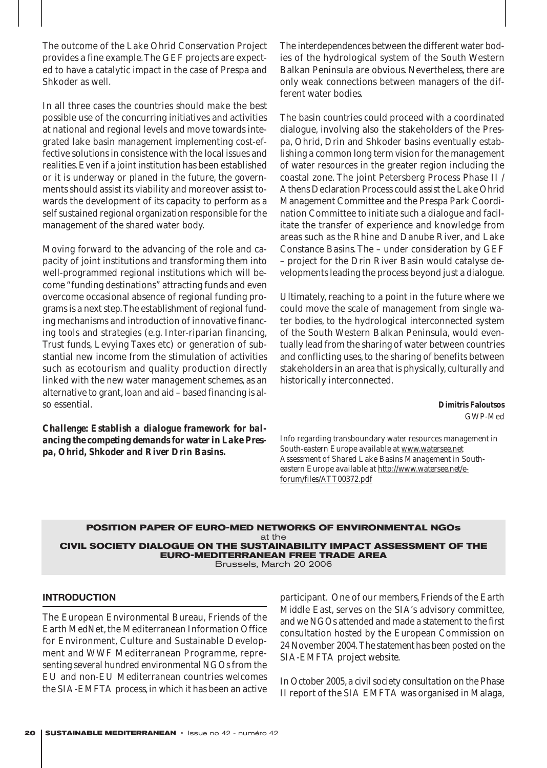The outcome of the Lake Ohrid Conservation Project provides a fine example. The GEF projects are expected to have a catalytic impact in the case of Prespa and Shkoder as well.

In all three cases the countries should make the best possible use of the concurring initiatives and activities at national and regional levels and move towards integrated lake basin management implementing cost-effective solutions in consistence with the local issues and realities. Even if a joint institution has been established or it is underway or planed in the future, the governments should assist its viability and moreover assist towards the development of its capacity to perform as a self sustained regional organization responsible for the management of the shared water body.

Moving forward to the advancing of the role and capacity of joint institutions and transforming them into well-programmed regional institutions which will become "funding destinations" attracting funds and even overcome occasional absence of regional funding programs is a next step. The establishment of regional funding mechanisms and introduction of innovative financing tools and strategies (e.g. Inter-riparian financing, Trust funds, Levying Taxes etc) or generation of substantial new income from the stimulation of activities such as ecotourism and quality production directly linked with the new water management schemes, as an alternative to grant, loan and aid – based financing is also essential.

***Challenge: Establish a dialogue framework for balancing the competing demands for water in Lake Prespa, Ohrid, Shkoder and River Drin Basins.***

The interdependences between the different water bodies of the hydrological system of the South Western Balkan Peninsula are obvious. Nevertheless, there are only weak connections between managers of the different water bodies.

The basin countries could proceed with a coordinated dialogue, involving also the stakeholders of the Prespa, Ohrid, Drin and Shkoder basins eventually establishing a common long term vision for the management of water resources in the greater region including the coastal zone. The joint Petersberg Process Phase II / Athens Declaration Process could assist the Lake Ohrid Management Committee and the Prespa Park Coordination Committee to initiate such a dialogue and facilitate the transfer of experience and knowledge from areas such as the Rhine and Danube River, and Lake Constance Basins. The – under consideration by GEF – project for the Drin River Basin would catalyse developments leading the process beyond just a dialogue.

Ultimately, reaching to a point in the future where we could move the scale of management from single water bodies, to the hydrological interconnected system of the South Western Balkan Peninsula, would eventually lead from the sharing of water between countries and conflicting uses, to the sharing of benefits between stakeholders in an area that is physically, culturally and historically interconnected.

**Dimitris Faloutsos**
*GWP-Med*

Info regarding transboundary water resources management in South-eastern Europe available at www.watersee.net
Assessment of Shared Lake Basins Management in South-eastern Europe available at http://www.watersee.net/e-forum/files/ATT00372.pdf

## POSITION PAPER OF EURO-MED NETWORKS OF ENVIRONMENTAL NGOs
at the
## CIVIL SOCIETY DIALOGUE ON THE SUSTAINABILITY IMPACT ASSESSMENT OF THE EURO-MEDITERRANEAN FREE TRADE AREA
Brussels, March 20 2006

### INTRODUCTION

The European Environmental Bureau, Friends of the Earth MedNet, the Mediterranean Information Office for Environment, Culture and Sustainable Development and WWF Mediterranean Programme, representing several hundred environmental NGOs from the EU and non-EU Mediterranean countries welcomes the SIA-EMFTA process, in which it has been an active participant. One of our members, Friends of the Earth Middle East, serves on the SIA's advisory committee, and we NGOs attended and made a statement to the first consultation hosted by the European Commission on 24 November 2004. The statement has been posted on the SIA-EMFTA project website.

In October 2005, a civil society consultation on the Phase II report of the SIA EMFTA was organised in Malaga,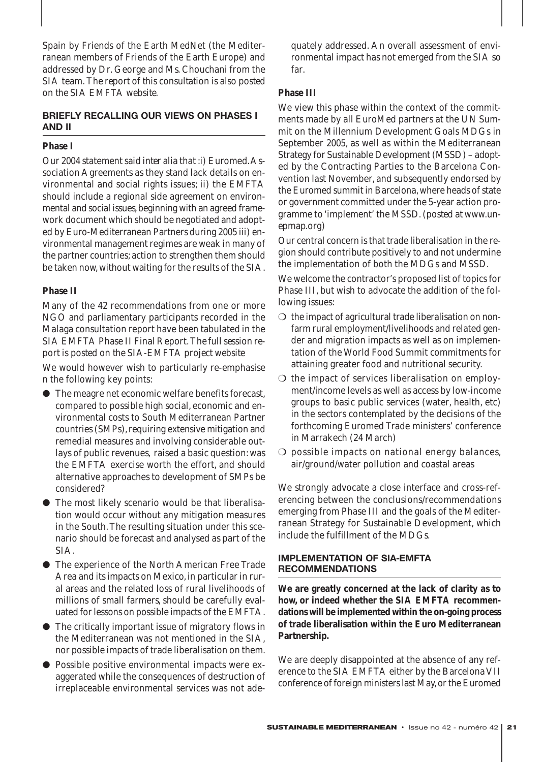Spain by Friends of the Earth MedNet (the Mediterranean members of Friends of the Earth Europe) and addressed by Dr. George and Ms. Chouchani from the SIA team. The report of this consultation is also posted on the SIA EMFTA website.

## BRIEFLY RECALLING OUR VIEWS ON PHASES I AND II

### Phase I

Our 2004 statement said inter alia that :i) Euromed.Association Agreements as they stand lack details on environmental and social rights issues; ii) the EMFTA should include a regional side agreement on environmental and social issues, beginning with an agreed framework document which should be negotiated and adopted by Euro-Mediterranean Partners during 2005 iii) environmental management regimes are weak in many of the partner countries; action to strengthen them should be taken now, without waiting for the results of the SIA.

### Phase II

Many of the 42 recommendations from one or more NGO and parliamentary participants recorded in the Malaga consultation report have been tabulated in the SIA EMFTA Phase II Final Report. The full session report is posted on the SIA-EMFTA project website

We would however wish to particularly re-emphasise n the following key points:

- The meagre net economic welfare benefits forecast, compared to possible high social, economic and environmental costs to South Mediterranean Partner countries (SMPs), requiring extensive mitigation and remedial measures and involving considerable outlays of public revenues, raised a basic question: was the EMFTA exercise worth the effort, and should alternative approaches to development of SMPs be considered?
- The most likely scenario would be that liberalisation would occur without any mitigation measures in the South. The resulting situation under this scenario should be forecast and analysed as part of the SIA.
- The experience of the North American Free Trade Area and its impacts on Mexico, in particular in rural areas and the related loss of rural livelihoods of millions of small farmers, should be carefully evaluated for lessons on possible impacts of the EMFTA.
- The critically important issue of migratory flows in the Mediterranean was not mentioned in the SIA, nor possible impacts of trade liberalisation on them.
- Possible positive environmental impacts were exaggerated while the consequences of destruction of irreplaceable environmental services was not adequately addressed. An overall assessment of environmental impact has not emerged from the SIA so far.

### Phase III

We view this phase within the context of the commitments made by all EuroMed partners at the UN Summit on the Millennium Development Goals MDGs in September 2005, as well as within the Mediterranean Strategy for Sustainable Development (MSSD) – adopted by the Contracting Parties to the Barcelona Convention last November, and subsequently endorsed by the Euromed summit in Barcelona, where heads of state or government committed under the 5-year action programme to 'implement' the MSSD. (posted at www.unepmap.org)

Our central concern is that trade liberalisation in the region should contribute positively to and not undermine the implementation of both the MDGs and MSSD.

We welcome the contractor's proposed list of topics for Phase III, but wish to advocate the addition of the following issues:

- the impact of agricultural trade liberalisation on non-farm rural employment/livelihoods and related gender and migration impacts as well as on implementation of the World Food Summit commitments for attaining greater food and nutritional security.
- the impact of services liberalisation on employment/income levels as well as access by low-income groups to basic public services (water, health, etc) in the sectors contemplated by the decisions of the forthcoming Euromed Trade ministers' conference in Marrakech (24 March)
- possible impacts on national energy balances, air/ground/water pollution and coastal areas

We strongly advocate a close interface and cross-referencing between the conclusions/recommendations emerging from Phase III and the goals of the Mediterranean Strategy for Sustainable Development, which include the fulfillment of the MDGs.

## IMPLEMENTATION OF SIA-EMFTA RECOMMENDATIONS

**We are greatly concerned at the lack of clarity as to how, or indeed whether the SIA EMFTA recommendations will be implemented within the on-going process of trade liberalisation within the Euro Mediterranean Partnership.**

We are deeply disappointed at the absence of any reference to the SIA EMFTA either by the Barcelona VII conference of foreign ministers last May, or the Euromed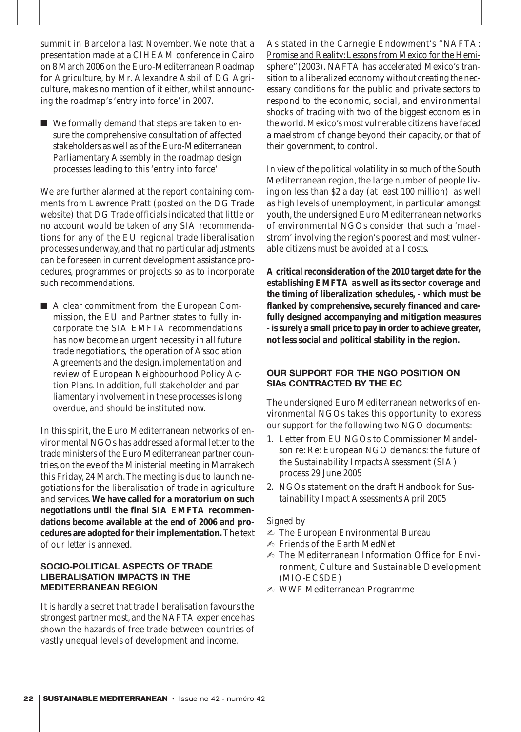summit in Barcelona last November. We note that a presentation made at a CIHEAM conference in Cairo on 8 March 2006 on the Euro-Mediterranean Roadmap for Agriculture, by Mr. Alexandre Asbil of DG Agriculture, makes no mention of it either, whilst announcing the roadmap's 'entry into force' in 2007.

- We formally demand that steps are taken to ensure the comprehensive consultation of affected stakeholders as well as of the Euro-Mediterranean Parliamentary Assembly in the roadmap design processes leading to this 'entry into force'

We are further alarmed at the report containing comments from Lawrence Pratt (posted on the DG Trade website) that DG Trade officials indicated that little or no account would be taken of any SIA recommendations for any of the EU regional trade liberalisation processes underway, and that no particular adjustments can be foreseen in current development assistance procedures, programmes or projects so as to incorporate such recommendations.

- A clear commitment from the European Commission, the EU and Partner states to fully incorporate the SIA EMFTA recommendations has now become an urgent necessity in all future trade negotiations, the operation of Association Agreements and the design, implementation and review of European Neighbourhood Policy Action Plans. In addition, full stakeholder and parliamentary involvement in these processes is long overdue, and should be instituted now.

In this spirit, the Euro Mediterranean networks of environmental NGOs has addressed a formal letter to the trade ministers of the Euro Mediterranean partner countries, on the eve of the Ministerial meeting in Marrakech this Friday, 24 March. The meeting is due to launch negotiations for the liberalisation of trade in agriculture and services. **We have called for a moratorium on such negotiations until the final SIA EMFTA recommendations become available at the end of 2006 and procedures are adopted for their implementation.** The text of our letter is annexed.

### SOCIO-POLITICAL ASPECTS OF TRADE LIBERALISATION IMPACTS IN THE MEDITERRANEAN REGION

It is hardly a secret that trade liberalisation favours the strongest partner most, and the NAFTA experience has shown the hazards of free trade between countries of vastly unequal levels of development and income.

As stated in the Carnegie Endowment's "NAFTA: Promise and Reality: Lessons from Mexico for the Hemisphere" (2003). NAFTA has accelerated Mexico's transition to a liberalized economy without creating the necessary conditions for the public and private sectors to respond to the economic, social, and environmental shocks of trading with two of the biggest economies in the world. Mexico's most vulnerable citizens have faced a maelstrom of change beyond their capacity, or that of their government, to control.

In view of the political volatility in so much of the South Mediterranean region, the large number of people living on less than $2 a day (at least 100 million) as well as high levels of unemployment, in particular amongst youth, the undersigned Euro Mediterranean networks of environmental NGOs consider that such a 'maelstrom' involving the region's poorest and most vulnerable citizens must be avoided at all costs.

**A critical reconsideration of the 2010 target date for the establishing EMFTA as well as its sector coverage and the timing of liberalization schedules, - which must be flanked by comprehensive, securely financed and carefully designed accompanying and mitigation measures - is surely a small price to pay in order to achieve greater, not less social and political stability in the region.**

### OUR SUPPORT FOR THE NGO POSITION ON SIAs CONTRACTED BY THE EC

The undersigned Euro Mediterranean networks of environmental NGOs takes this opportunity to express our support for the following two NGO documents:

1. Letter from EU NGOs to Commissioner Mandelson re: Re: European NGO demands: the future of the Sustainability Impacts Assessment (SIA) process 29 June 2005
2. NGOs statement on the draft Handbook for Sustainability Impact Assessments April 2005

Signed by

- ✍ The European Environmental Bureau
- ✍ Friends of the Earth MedNet
- ✍ The Mediterranean Information Office for Environment, Culture and Sustainable Development (MIO-ECSDE)
- ✍ WWF Mediterranean Programme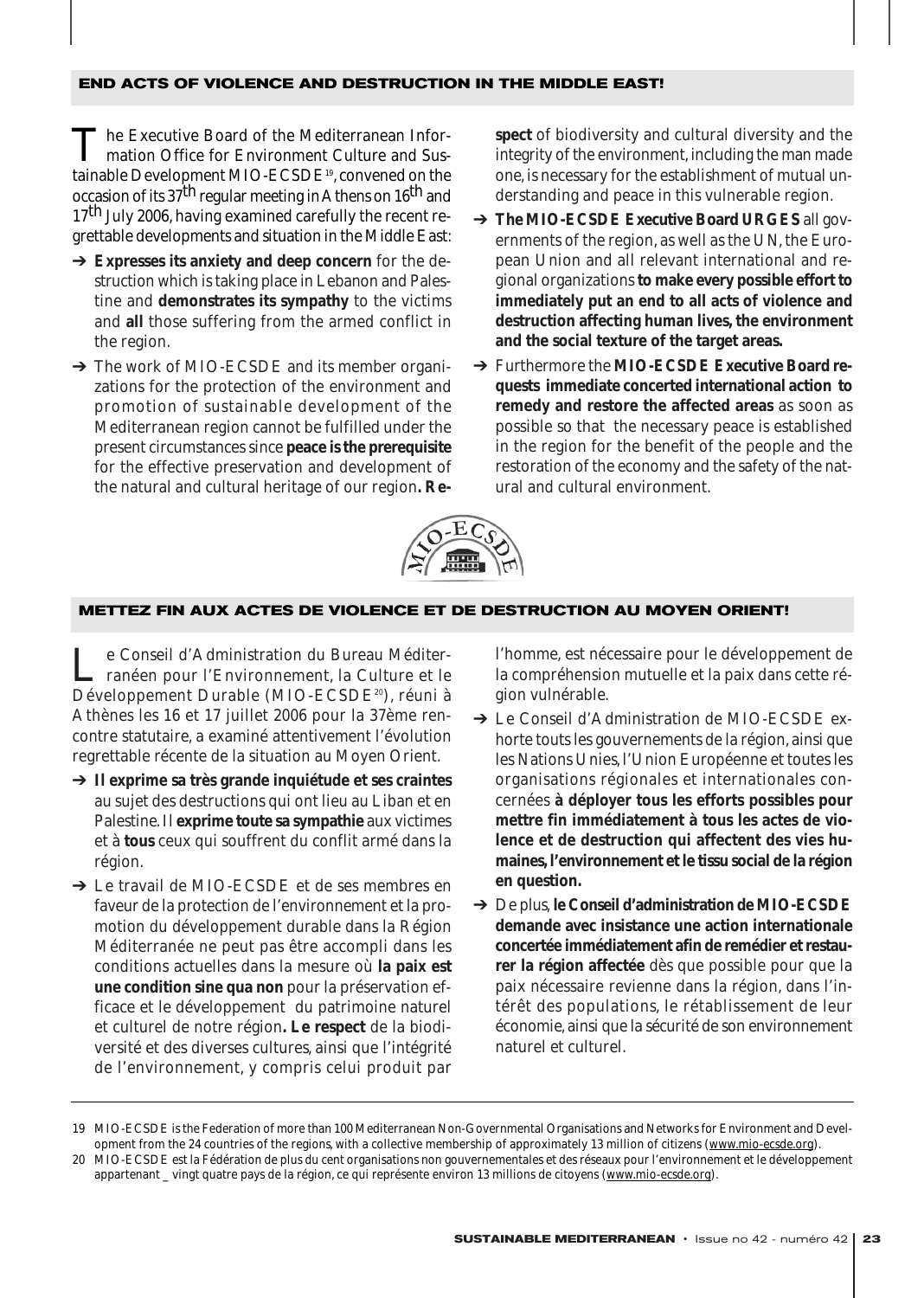## END ACTS OF VIOLENCE AND DESTRUCTION IN THE MIDDLE EAST!

The Executive Board of the Mediterranean Information Office for Environment Culture and Sustainable Development MIO-ECSDE[19], convened on the occasion of its 37th regular meeting in Athens on 16th and 17th July 2006, having examined carefully the recent regrettable developments and situation in the Middle East:

- ➔ **Expresses its anxiety and deep concern** for the destruction which is taking place in Lebanon and Palestine and **demonstrates its sympathy** to the victims and **all** those suffering from the armed conflict in the region.
- ➔ The work of MIO-ECSDE and its member organizations for the protection of the environment and promotion of sustainable development of the Mediterranean region cannot be fulfilled under the present circumstances since **peace is the prerequisite** for the effective preservation and development of the natural and cultural heritage of our region**. Respect** of biodiversity and cultural diversity and the integrity of the environment, including the man made one, is necessary for the establishment of mutual understanding and peace in this vulnerable region.
- ➔ **The MIO-ECSDE Executive Board URGES** all governments of the region, as well as the UN, the European Union and all relevant international and regional organizations **to make every possible effort to immediately put an end to all acts of violence and destruction affecting human lives, the environment and the social texture of the target areas.**
- ➔ Furthermore the **MIO-ECSDE Executive Board requests immediate concerted international action to remedy and restore the affected areas** as soon as possible so that the necessary peace is established in the region for the benefit of the people and the restoration of the economy and the safety of the natural and cultural environment.

## METTEZ FIN AUX ACTES DE VIOLENCE ET DE DESTRUCTION AU MOYEN ORIENT!

Le Conseil d'Administration du Bureau Méditerranéen pour l'Environnement, la Culture et le Développement Durable (MIO-ECSDE[20]), réuni à Athènes les 16 et 17 juillet 2006 pour la 37ème rencontre statutaire, a examiné attentivement l'évolution regrettable récente de la situation au Moyen Orient.

- ➔ **Il exprime sa très grande inquiétude et ses craintes** au sujet des destructions qui ont lieu au Liban et en Palestine. Il **exprime toute sa sympathie** aux victimes et à **tous** ceux qui souffrent du conflit armé dans la région.
- ➔ Le travail de MIO-ECSDE et de ses membres en faveur de la protection de l'environnement et la promotion du développement durable dans la Région Méditerranée ne peut pas être accompli dans les conditions actuelles dans la mesure où **la paix est une condition sine qua non** pour la préservation efficace et le développement du patrimoine naturel et culturel de notre région**. Le respect** de la biodiversité et des diverses cultures, ainsi que l'intégrité de l'environnement, y compris celui produit par l'homme, est nécessaire pour le développement de la compréhension mutuelle et la paix dans cette région vulnérable.
- ➔ Le Conseil d'Administration de MIO-ECSDE exhorte touts les gouvernements de la région, ainsi que les Nations Unies, l'Union Européenne et toutes les organisations régionales et internationales concernées **à déployer tous les efforts possibles pour mettre fin immédiatement à tous les actes de violence et de destruction qui affectent des vies humaines, l'environnement et le tissu social de la région en question.**
- ➔ De plus, **le Conseil d'administration de MIO-ECSDE demande avec insistance une action internationale concertée immédiatement afin de remédier et restaurer la région affectée** dès que possible pour que la paix nécessaire revienne dans la région, dans l'intérêt des populations, le rétablissement de leur économie, ainsi que la sécurité de son environnement naturel et culturel.

---

19 MIO-ECSDE is the Federation of more than 100 Mediterranean Non-Governmental Organisations and Networks for Environment and Development from the 24 countries of the regions, with a collective membership of approximately 13 million of citizens (www.mio-ecsde.org).

20 MIO-ECSDE est la Fédération de plus du cent organisations non gouvernementales et des réseaux pour l'environnement et le développement appartenant _ vingt quatre pays de la région, ce qui représente environ 13 millions de citoyens (www.mio-ecsde.org).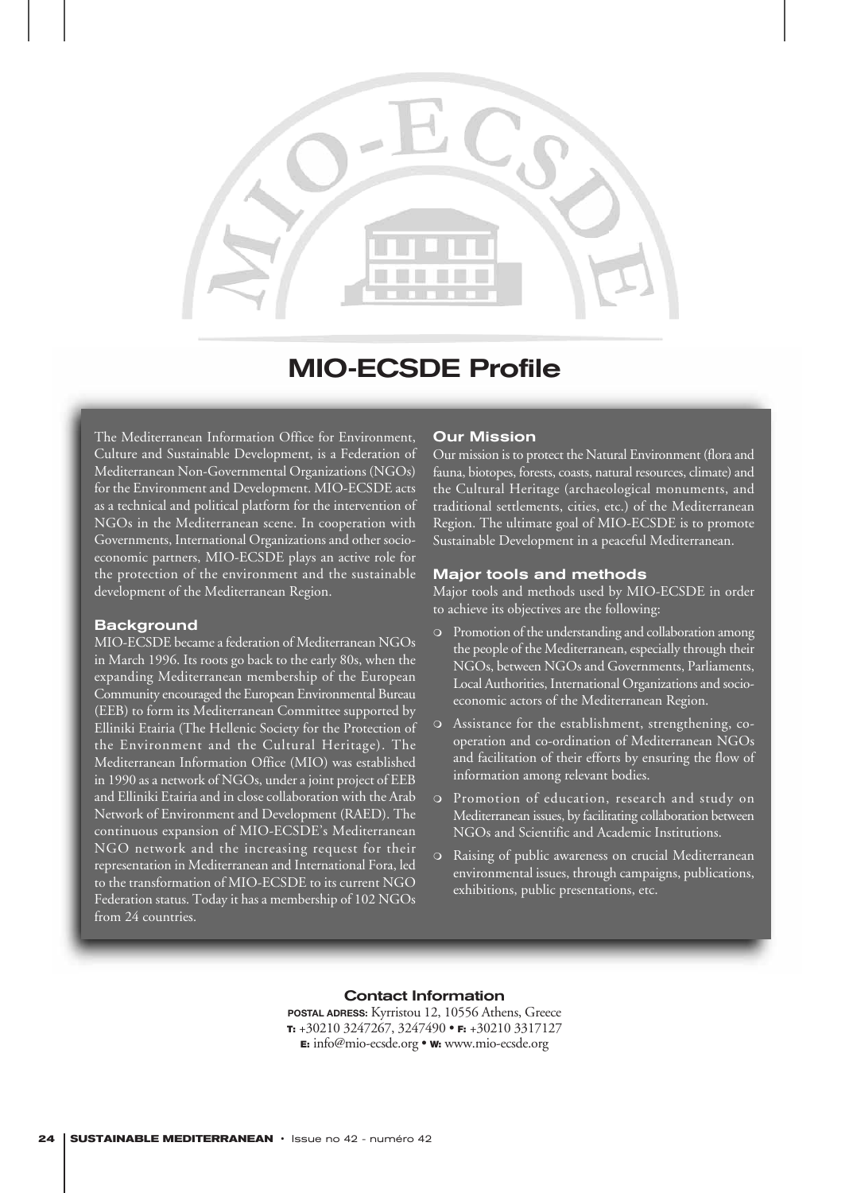# MIO-ECSDE Profile

The Mediterranean Information Office for Environment, Culture and Sustainable Development, is a Federation of Mediterranean Non-Governmental Organizations (NGOs) for the Environment and Development. MIO-ECSDE acts as a technical and political platform for the intervention of NGOs in the Mediterranean scene. In cooperation with Governments, International Organizations and other socio-economic partners, MIO-ECSDE plays an active role for the protection of the environment and the sustainable development of the Mediterranean Region.

## Background

MIO-ECSDE became a federation of Mediterranean NGOs in March 1996. Its roots go back to the early 80s, when the expanding Mediterranean membership of the European Community encouraged the European Environmental Bureau (EEB) to form its Mediterranean Committee supported by Elliniki Etairia (The Hellenic Society for the Protection of the Environment and the Cultural Heritage). The Mediterranean Information Office (MIO) was established in 1990 as a network of NGOs, under a joint project of EEB and Elliniki Etairia and in close collaboration with the Arab Network of Environment and Development (RAED). The continuous expansion of MIO-ECSDE's Mediterranean NGO network and the increasing request for their representation in Mediterranean and International Fora, led to the transformation of MIO-ECSDE to its current NGO Federation status. Today it has a membership of 102 NGOs from 24 countries.

## Our Mission

Our mission is to protect the Natural Environment (flora and fauna, biotopes, forests, coasts, natural resources, climate) and the Cultural Heritage (archaeological monuments, and traditional settlements, cities, etc.) of the Mediterranean Region. The ultimate goal of MIO-ECSDE is to promote Sustainable Development in a peaceful Mediterranean.

## Major tools and methods

Major tools and methods used by MIO-ECSDE in order to achieve its objectives are the following:

- Promotion of the understanding and collaboration among the people of the Mediterranean, especially through their NGOs, between NGOs and Governments, Parliaments, Local Authorities, International Organizations and socio-economic actors of the Mediterranean Region.
- Assistance for the establishment, strengthening, co-operation and co-ordination of Mediterranean NGOs and facilitation of their efforts by ensuring the flow of information among relevant bodies.
- Promotion of education, research and study on Mediterranean issues, by facilitating collaboration between NGOs and Scientific and Academic Institutions.
- Raising of public awareness on crucial Mediterranean environmental issues, through campaigns, publications, exhibitions, public presentations, etc.

### Contact Information

**POSTAL ADRESS:** Kyrristou 12, 10556 Athens, Greece
**T:** +30210 3247267, 3247490 • **F:** +30210 3317127
**E:** info@mio-ecsde.org • **W:** www.mio-ecsde.org